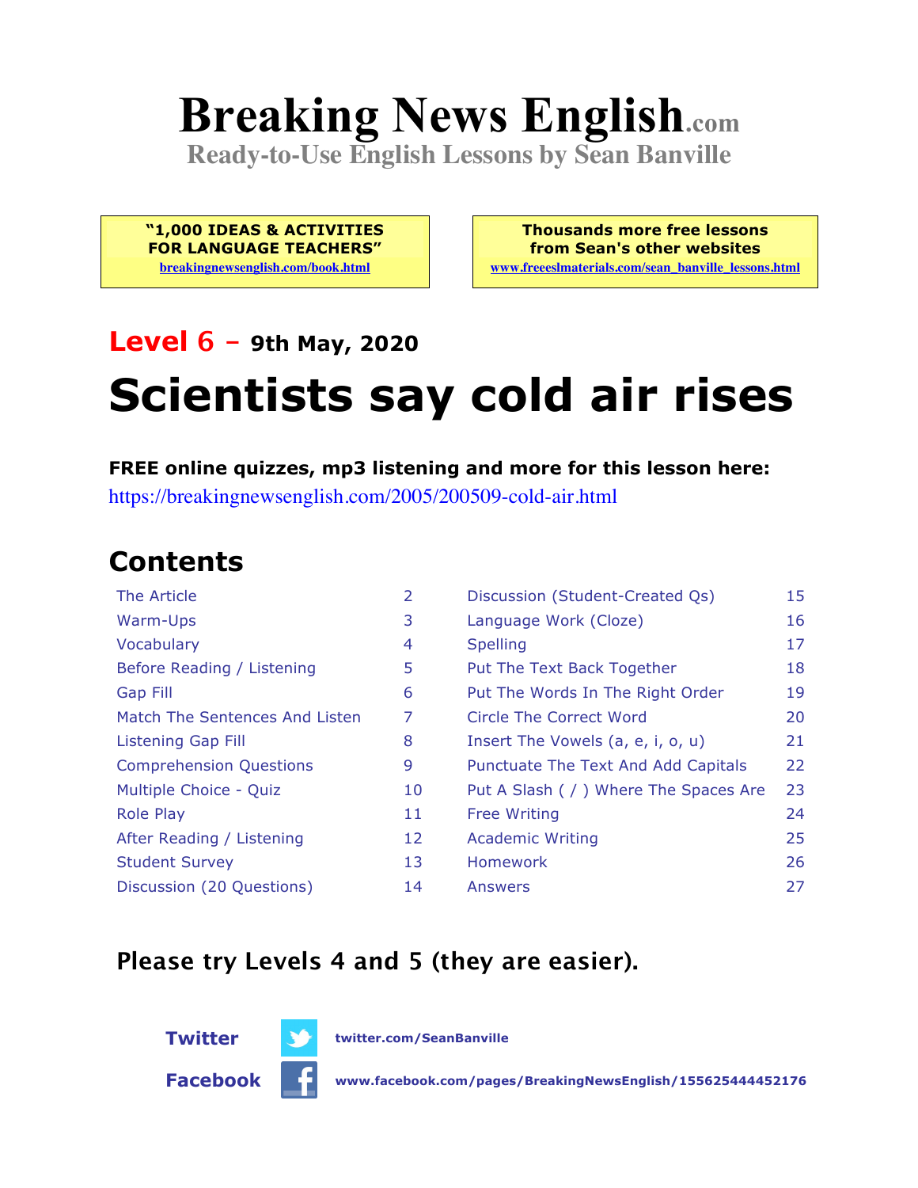# Breaking News English.com

**Ready-to-Use English Lessons by Sean Banville**

**"1,000 IDEAS & ACTIVITIES FOR LANGUAGE TEACHERS"**
breakingnewsenglish.com/book.html

**Thousands more free lessons from Sean's other websites**
www.freeeslmaterials.com/sean_banville_lessons.html

## Level 6 – 9th May, 2020

# Scientists say cold air rises

**FREE online quizzes, mp3 listening and more for this lesson here:**
https://breakingnewsenglish.com/2005/200509-cold-air.html

## Contents

| | | | |
|---|---|---|---|
| The Article | 2 | Discussion (Student-Created Qs) | 15 |
| Warm-Ups | 3 | Language Work (Cloze) | 16 |
| Vocabulary | 4 | Spelling | 17 |
| Before Reading / Listening | 5 | Put The Text Back Together | 18 |
| Gap Fill | 6 | Put The Words In The Right Order | 19 |
| Match The Sentences And Listen | 7 | Circle The Correct Word | 20 |
| Listening Gap Fill | 8 | Insert The Vowels (a, e, i, o, u) | 21 |
| Comprehension Questions | 9 | Punctuate The Text And Add Capitals | 22 |
| Multiple Choice - Quiz | 10 | Put A Slash ( / ) Where The Spaces Are | 23 |
| Role Play | 11 | Free Writing | 24 |
| After Reading / Listening | 12 | Academic Writing | 25 |
| Student Survey | 13 | Homework | 26 |
| Discussion (20 Questions) | 14 | Answers | 27 |

**Please try Levels 4 and 5 (they are easier).**

**Twitter** twitter.com/SeanBanville

**Facebook** www.facebook.com/pages/BreakingNewsEnglish/155625444452176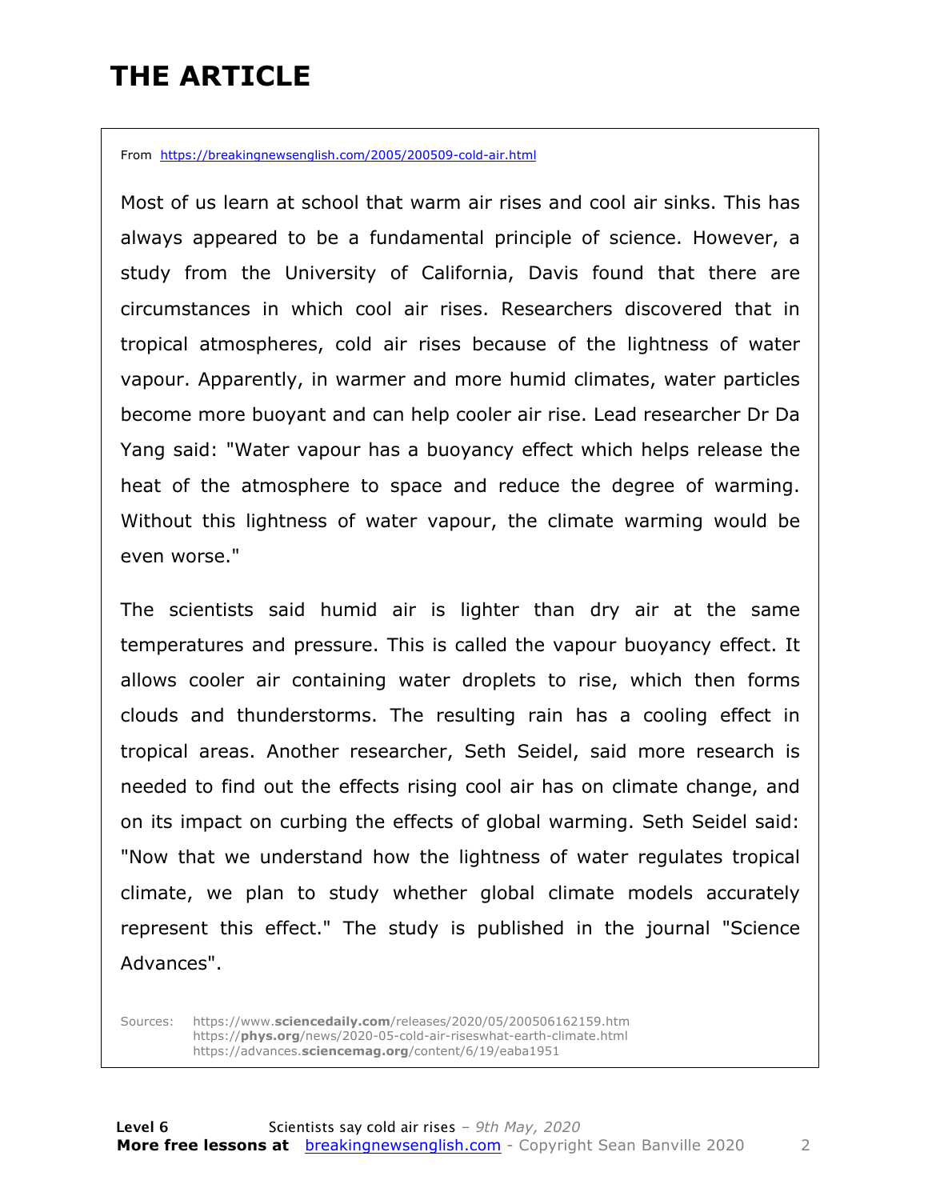# THE ARTICLE

From https://breakingnewsenglish.com/2005/200509-cold-air.html

Most of us learn at school that warm air rises and cool air sinks. This has always appeared to be a fundamental principle of science. However, a study from the University of California, Davis found that there are circumstances in which cool air rises. Researchers discovered that in tropical atmospheres, cold air rises because of the lightness of water vapour. Apparently, in warmer and more humid climates, water particles become more buoyant and can help cooler air rise. Lead researcher Dr Da Yang said: "Water vapour has a buoyancy effect which helps release the heat of the atmosphere to space and reduce the degree of warming. Without this lightness of water vapour, the climate warming would be even worse."

The scientists said humid air is lighter than dry air at the same temperatures and pressure. This is called the vapour buoyancy effect. It allows cooler air containing water droplets to rise, which then forms clouds and thunderstorms. The resulting rain has a cooling effect in tropical areas. Another researcher, Seth Seidel, said more research is needed to find out the effects rising cool air has on climate change, and on its impact on curbing the effects of global warming. Seth Seidel said: "Now that we understand how the lightness of water regulates tropical climate, we plan to study whether global climate models accurately represent this effect." The study is published in the journal "Science Advances".

Sources: https://www.sciencedaily.com/releases/2020/05/200506162159.htm
https://phys.org/news/2020-05-cold-air-riseswhat-earth-climate.html
https://advances.sciencemag.org/content/6/19/eaba1951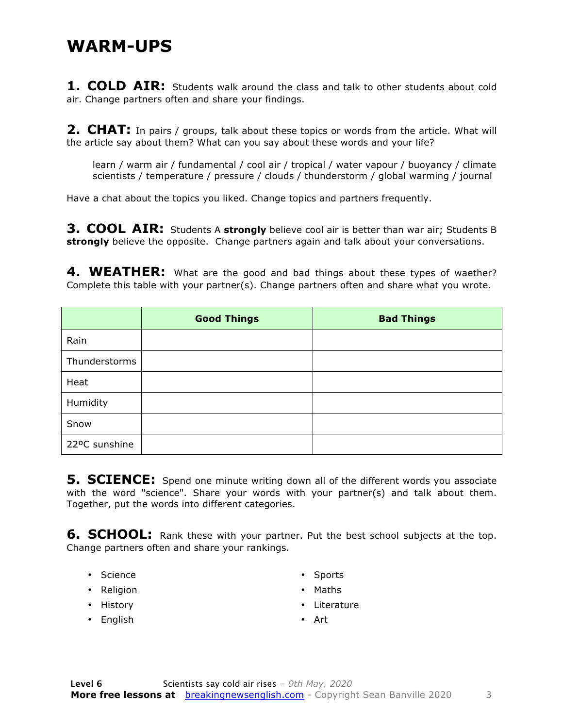# WARM-UPS

**1. COLD AIR:** Students walk around the class and talk to other students about cold air. Change partners often and share your findings.

**2. CHAT:** In pairs / groups, talk about these topics or words from the article. What will the article say about them? What can you say about these words and your life?

> learn / warm air / fundamental / cool air / tropical / water vapour / buoyancy / climate scientists / temperature / pressure / clouds / thunderstorm / global warming / journal

Have a chat about the topics you liked. Change topics and partners frequently.

**3. COOL AIR:** Students A **strongly** believe cool air is better than war air; Students B **strongly** believe the opposite. Change partners again and talk about your conversations.

**4. WEATHER:** What are the good and bad things about these types of waether? Complete this table with your partner(s). Change partners often and share what you wrote.

| | Good Things | Bad Things |
|---|---|---|
| Rain | | |
| Thunderstorms | | |
| Heat | | |
| Humidity | | |
| Snow | | |
| 22ºC sunshine | | |

**5. SCIENCE:** Spend one minute writing down all of the different words you associate with the word "science". Share your words with your partner(s) and talk about them. Together, put the words into different categories.

**6. SCHOOL:** Rank these with your partner. Put the best school subjects at the top. Change partners often and share your rankings.

- Science
- Religion
- History
- English
- Sports
- Maths
- Literature
- Art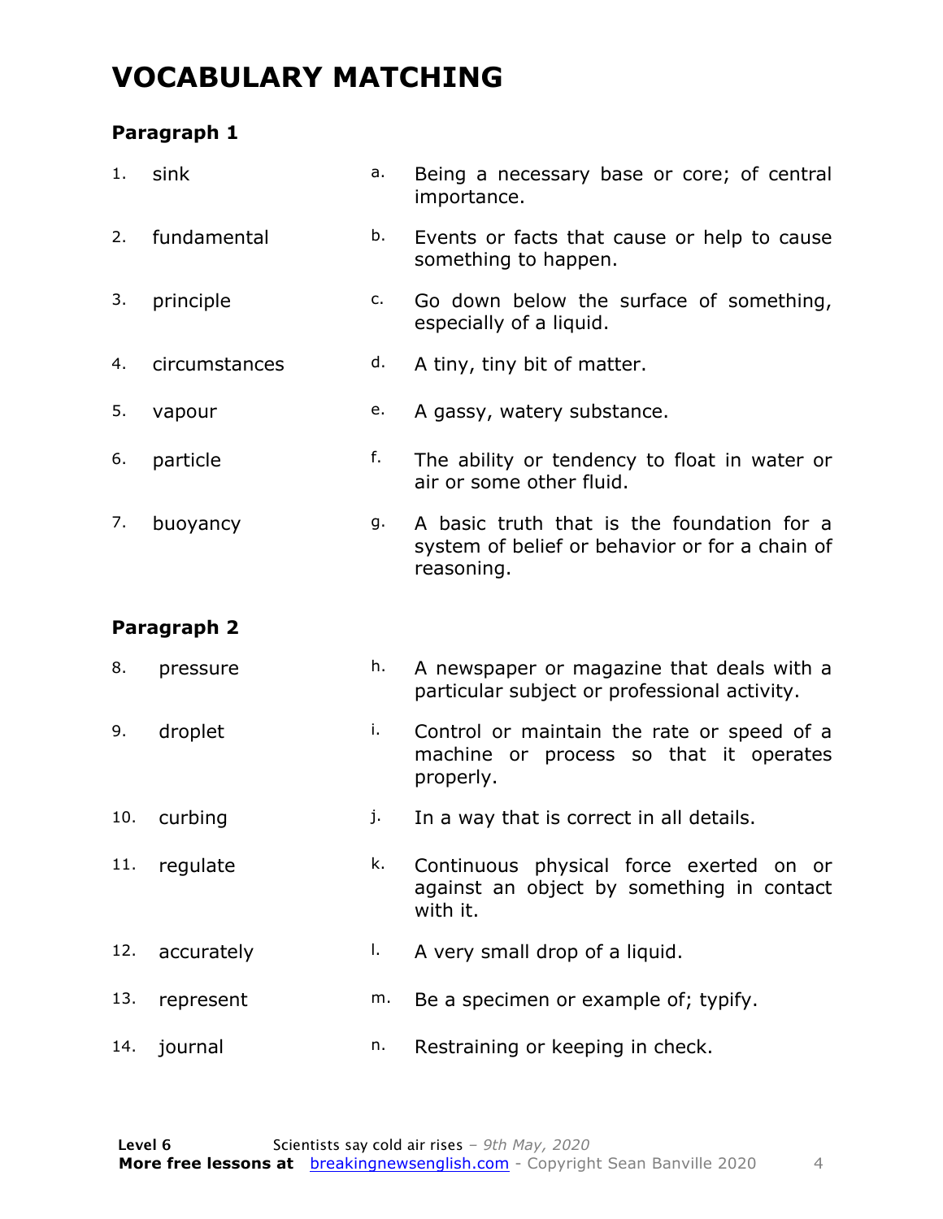# VOCABULARY MATCHING

### Paragraph 1

| | | | |
|---|---|---|---|
| 1. | sink | a. | Being a necessary base or core; of central importance. |
| 2. | fundamental | b. | Events or facts that cause or help to cause something to happen. |
| 3. | principle | c. | Go down below the surface of something, especially of a liquid. |
| 4. | circumstances | d. | A tiny, tiny bit of matter. |
| 5. | vapour | e. | A gassy, watery substance. |
| 6. | particle | f. | The ability or tendency to float in water or air or some other fluid. |
| 7. | buoyancy | g. | A basic truth that is the foundation for a system of belief or behavior or for a chain of reasoning. |

### Paragraph 2

| | | | |
|---|---|---|---|
| 8. | pressure | h. | A newspaper or magazine that deals with a particular subject or professional activity. |
| 9. | droplet | i. | Control or maintain the rate or speed of a machine or process so that it operates properly. |
| 10. | curbing | j. | In a way that is correct in all details. |
| 11. | regulate | k. | Continuous physical force exerted on or against an object by something in contact with it. |
| 12. | accurately | l. | A very small drop of a liquid. |
| 13. | represent | m. | Be a specimen or example of; typify. |
| 14. | journal | n. | Restraining or keeping in check. |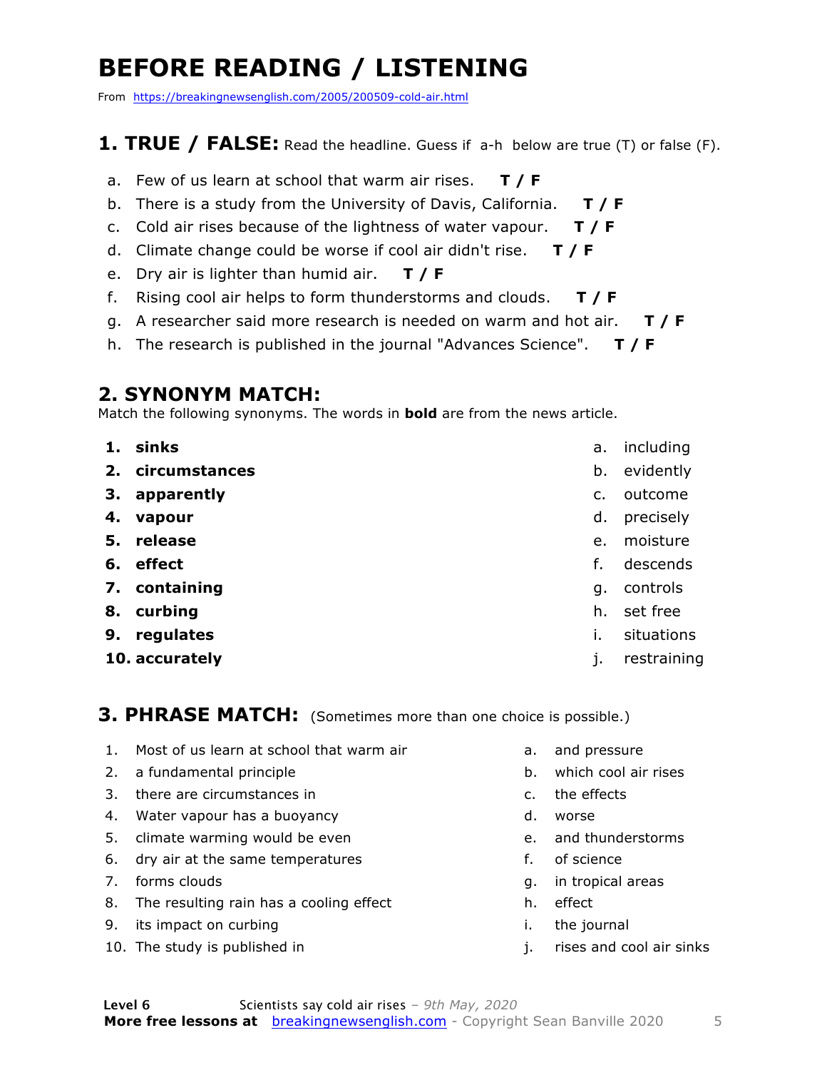# BEFORE READING / LISTENING

From https://breakingnewsenglish.com/2005/200509-cold-air.html

## 1. TRUE / FALSE: Read the headline. Guess if a-h below are true (T) or false (F).

a. Few of us learn at school that warm air rises. **T / F**

b. There is a study from the University of Davis, California. **T / F**

c. Cold air rises because of the lightness of water vapour. **T / F**

d. Climate change could be worse if cool air didn't rise. **T / F**

e. Dry air is lighter than humid air. **T / F**

f. Rising cool air helps to form thunderstorms and clouds. **T / F**

g. A researcher said more research is needed on warm and hot air. **T / F**

h. The research is published in the journal "Advances Science". **T / F**

## 2. SYNONYM MATCH:

Match the following synonyms. The words in **bold** are from the news article.

| | | | |
|---|---|---|---|
| 1. | **sinks** | a. | including |
| 2. | **circumstances** | b. | evidently |
| 3. | **apparently** | c. | outcome |
| 4. | **vapour** | d. | precisely |
| 5. | **release** | e. | moisture |
| 6. | **effect** | f. | descends |
| 7. | **containing** | g. | controls |
| 8. | **curbing** | h. | set free |
| 9. | **regulates** | i. | situations |
| 10. | **accurately** | j. | restraining |

## 3. PHRASE MATCH: (Sometimes more than one choice is possible.)

| | | | |
|---|---|---|---|
| 1. | Most of us learn at school that warm air | a. | and pressure |
| 2. | a fundamental principle | b. | which cool air rises |
| 3. | there are circumstances in | c. | the effects |
| 4. | Water vapour has a buoyancy | d. | worse |
| 5. | climate warming would be even | e. | and thunderstorms |
| 6. | dry air at the same temperatures | f. | of science |
| 7. | forms clouds | g. | in tropical areas |
| 8. | The resulting rain has a cooling effect | h. | effect |
| 9. | its impact on curbing | i. | the journal |
| 10. | The study is published in | j. | rises and cool air sinks |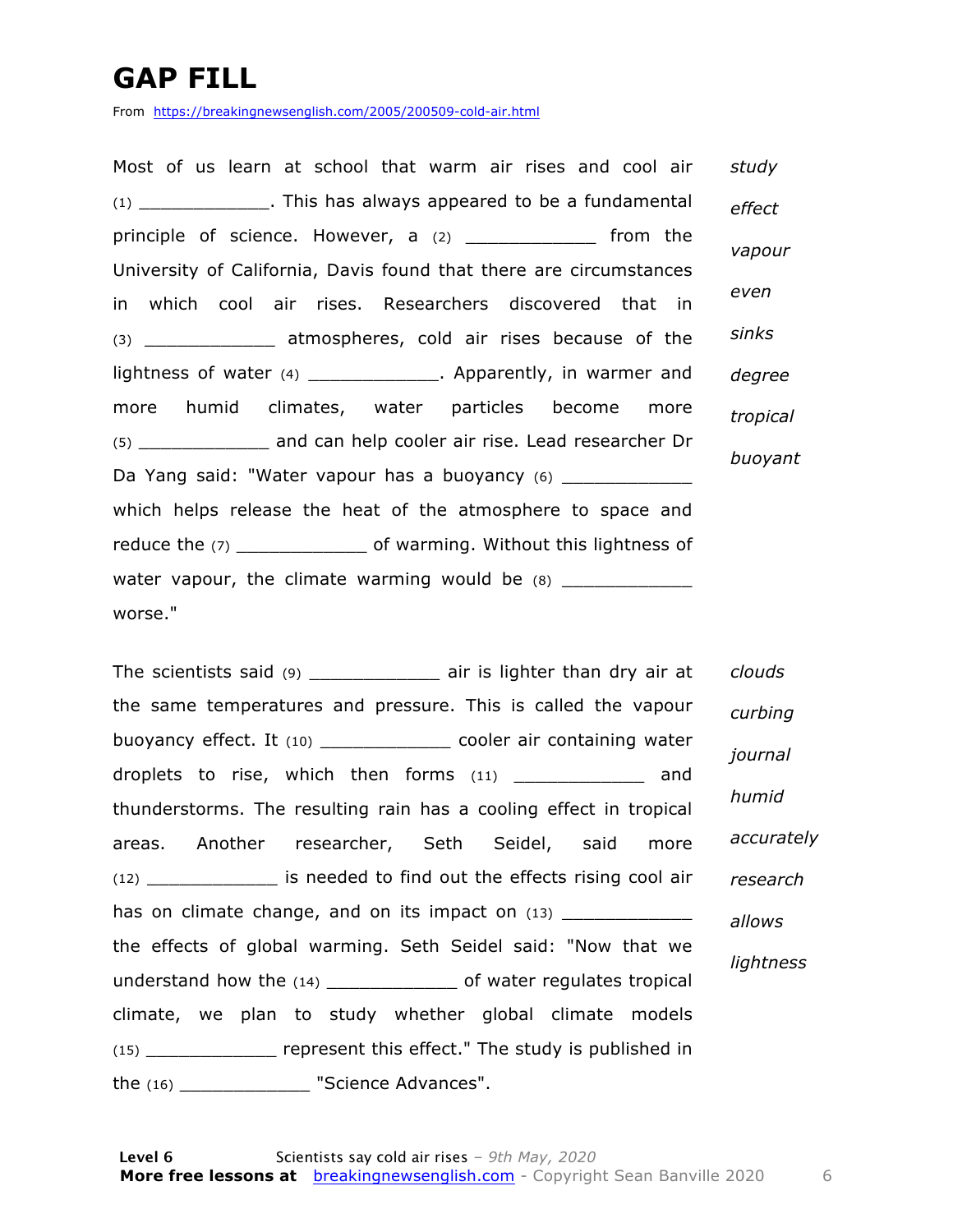# GAP FILL

From https://breakingnewsenglish.com/2005/200509-cold-air.html

Most of us learn at school that warm air rises and cool air (1) ____________. This has always appeared to be a fundamental principle of science. However, a (2) ____________ from the University of California, Davis found that there are circumstances in which cool air rises. Researchers discovered that in (3) ____________ atmospheres, cold air rises because of the lightness of water (4) ____________. Apparently, in warmer and more humid climates, water particles become more (5) ____________ and can help cooler air rise. Lead researcher Dr Da Yang said: "Water vapour has a buoyancy (6) ____________ which helps release the heat of the atmosphere to space and reduce the (7) ____________ of warming. Without this lightness of water vapour, the climate warming would be (8) ____________ worse."

*study*
*effect*
*vapour*
*even*
*sinks*
*degree*
*tropical*
*buoyant*

The scientists said (9) ____________ air is lighter than dry air at the same temperatures and pressure. This is called the vapour buoyancy effect. It (10) ____________ cooler air containing water droplets to rise, which then forms (11) ____________ and thunderstorms. The resulting rain has a cooling effect in tropical areas. Another researcher, Seth Seidel, said more (12) ____________ is needed to find out the effects rising cool air has on climate change, and on its impact on (13) ____________ the effects of global warming. Seth Seidel said: "Now that we understand how the (14) ____________ of water regulates tropical climate, we plan to study whether global climate models (15) ____________ represent this effect." The study is published in the (16) ____________ "Science Advances".

*clouds*
*curbing*
*journal*
*humid*
*accurately*
*research*
*allows*
*lightness*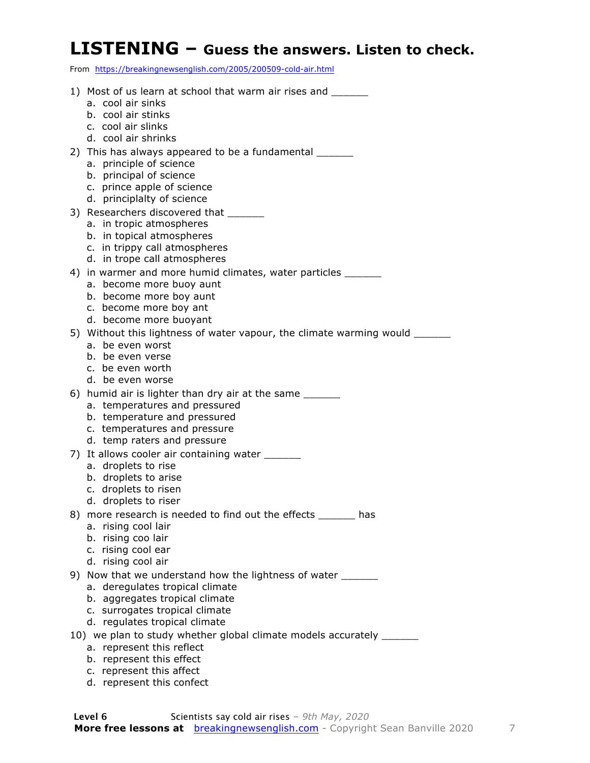# LISTENING – Guess the answers. Listen to check.

From https://breakingnewsenglish.com/2005/200509-cold-air.html

1) Most of us learn at school that warm air rises and ______
   a. cool air sinks
   b. cool air stinks
   c. cool air slinks
   d. cool air shrinks

2) This has always appeared to be a fundamental ______
   a. principle of science
   b. principal of science
   c. prince apple of science
   d. principlalty of science

3) Researchers discovered that ______
   a. in tropic atmospheres
   b. in topical atmospheres
   c. in trippy call atmospheres
   d. in trope call atmospheres

4) in warmer and more humid climates, water particles ______
   a. become more buoy aunt
   b. become more boy aunt
   c. become more boy ant
   d. become more buoyant

5) Without this lightness of water vapour, the climate warming would ______
   a. be even worst
   b. be even verse
   c. be even worth
   d. be even worse

6) humid air is lighter than dry air at the same ______
   a. temperatures and pressured
   b. temperature and pressured
   c. temperatures and pressure
   d. temp raters and pressure

7) It allows cooler air containing water ______
   a. droplets to rise
   b. droplets to arise
   c. droplets to risen
   d. droplets to riser

8) more research is needed to find out the effects ______ has
   a. rising cool lair
   b. rising coo lair
   c. rising cool ear
   d. rising cool air

9) Now that we understand how the lightness of water ______
   a. deregulates tropical climate
   b. aggregates tropical climate
   c. surrogates tropical climate
   d. regulates tropical climate

10) we plan to study whether global climate models accurately ______
   a. represent this reflect
   b. represent this effect
   c. represent this affect
   d. represent this confect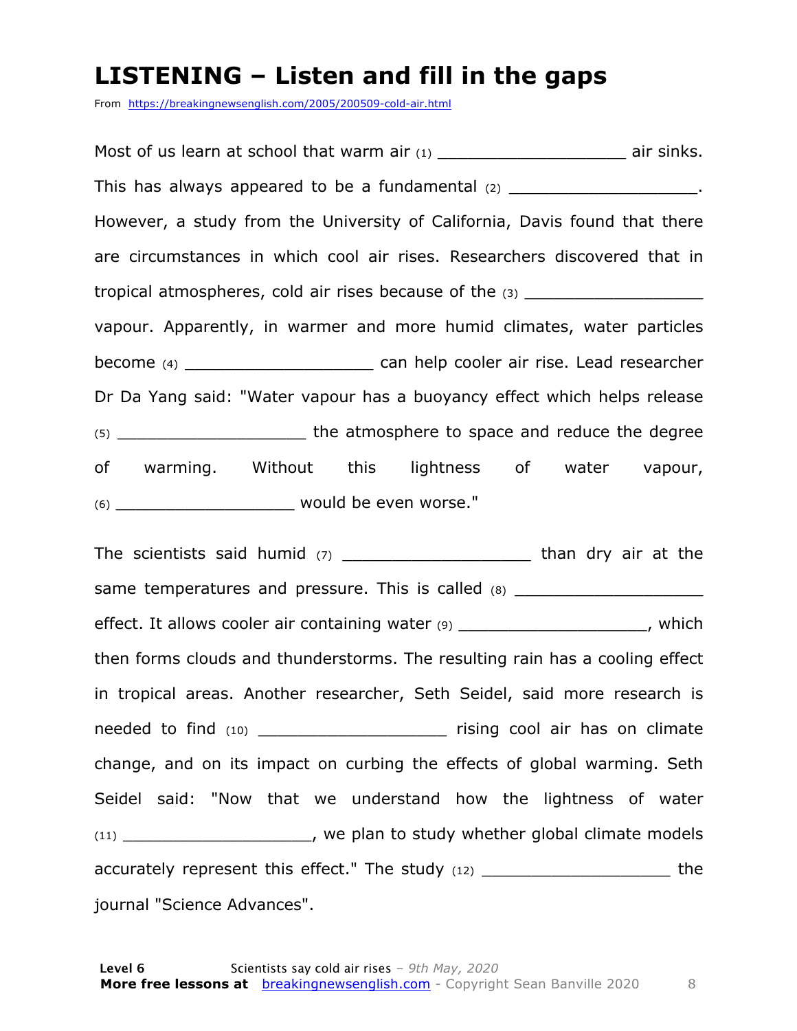# LISTENING – Listen and fill in the gaps

From https://breakingnewsenglish.com/2005/200509-cold-air.html

Most of us learn at school that warm air (1) ____________________ air sinks. This has always appeared to be a fundamental (2) ____________________. However, a study from the University of California, Davis found that there are circumstances in which cool air rises. Researchers discovered that in tropical atmospheres, cold air rises because of the (3) ____________________ vapour. Apparently, in warmer and more humid climates, water particles become (4) ____________________ can help cooler air rise. Lead researcher Dr Da Yang said: "Water vapour has a buoyancy effect which helps release (5) ____________________ the atmosphere to space and reduce the degree of warming. Without this lightness of water vapour, (6) ____________________ would be even worse."

The scientists said humid (7) ____________________ than dry air at the same temperatures and pressure. This is called (8) ____________________ effect. It allows cooler air containing water (9) ____________________, which then forms clouds and thunderstorms. The resulting rain has a cooling effect in tropical areas. Another researcher, Seth Seidel, said more research is needed to find (10) ____________________ rising cool air has on climate change, and on its impact on curbing the effects of global warming. Seth Seidel said: "Now that we understand how the lightness of water (11) ____________________, we plan to study whether global climate models accurately represent this effect." The study (12) ____________________ the journal "Science Advances".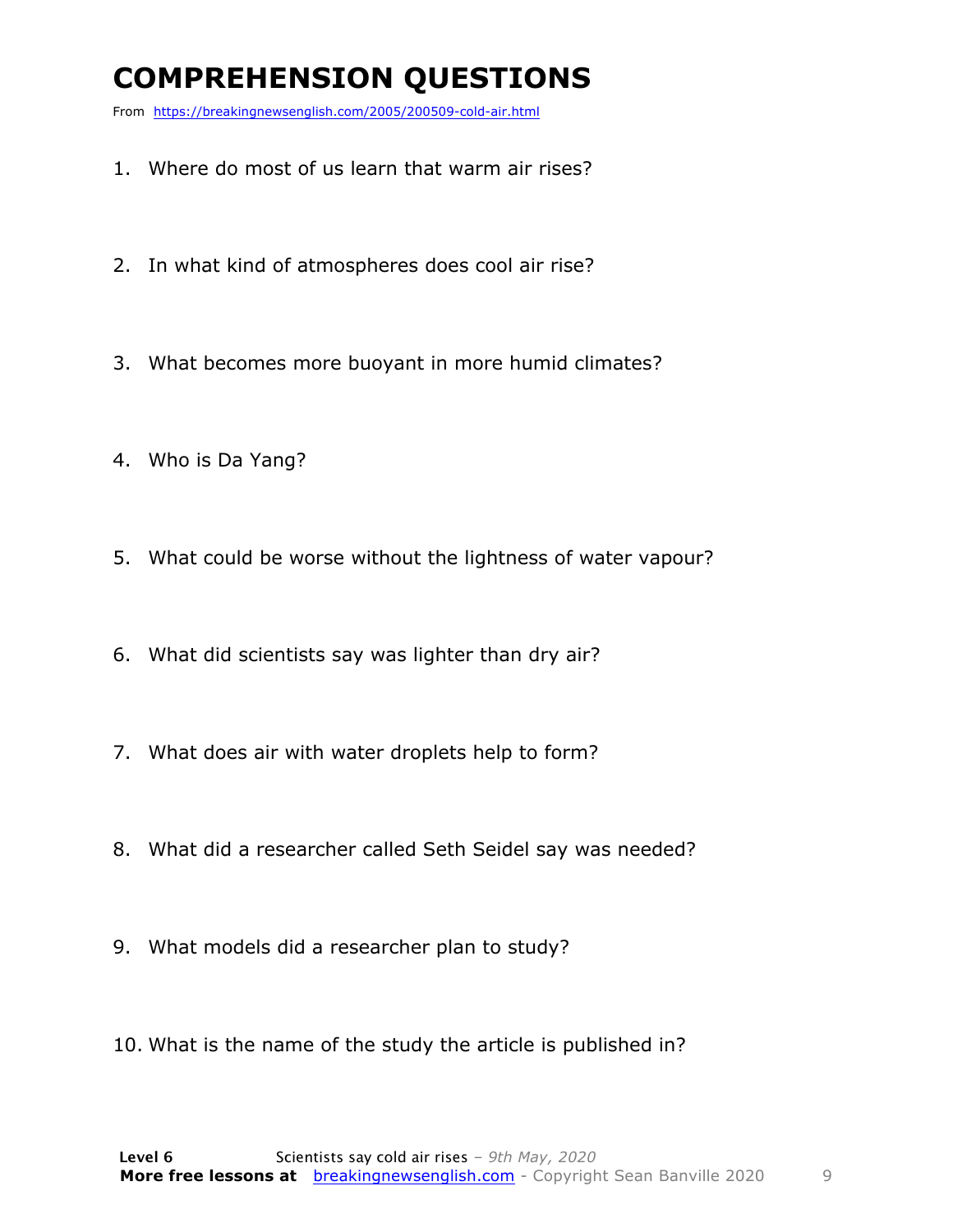# COMPREHENSION QUESTIONS

From https://breakingnewsenglish.com/2005/200509-cold-air.html

1. Where do most of us learn that warm air rises?
2. In what kind of atmospheres does cool air rise?
3. What becomes more buoyant in more humid climates?
4. Who is Da Yang?
5. What could be worse without the lightness of water vapour?
6. What did scientists say was lighter than dry air?
7. What does air with water droplets help to form?
8. What did a researcher called Seth Seidel say was needed?
9. What models did a researcher plan to study?
10. What is the name of the study the article is published in?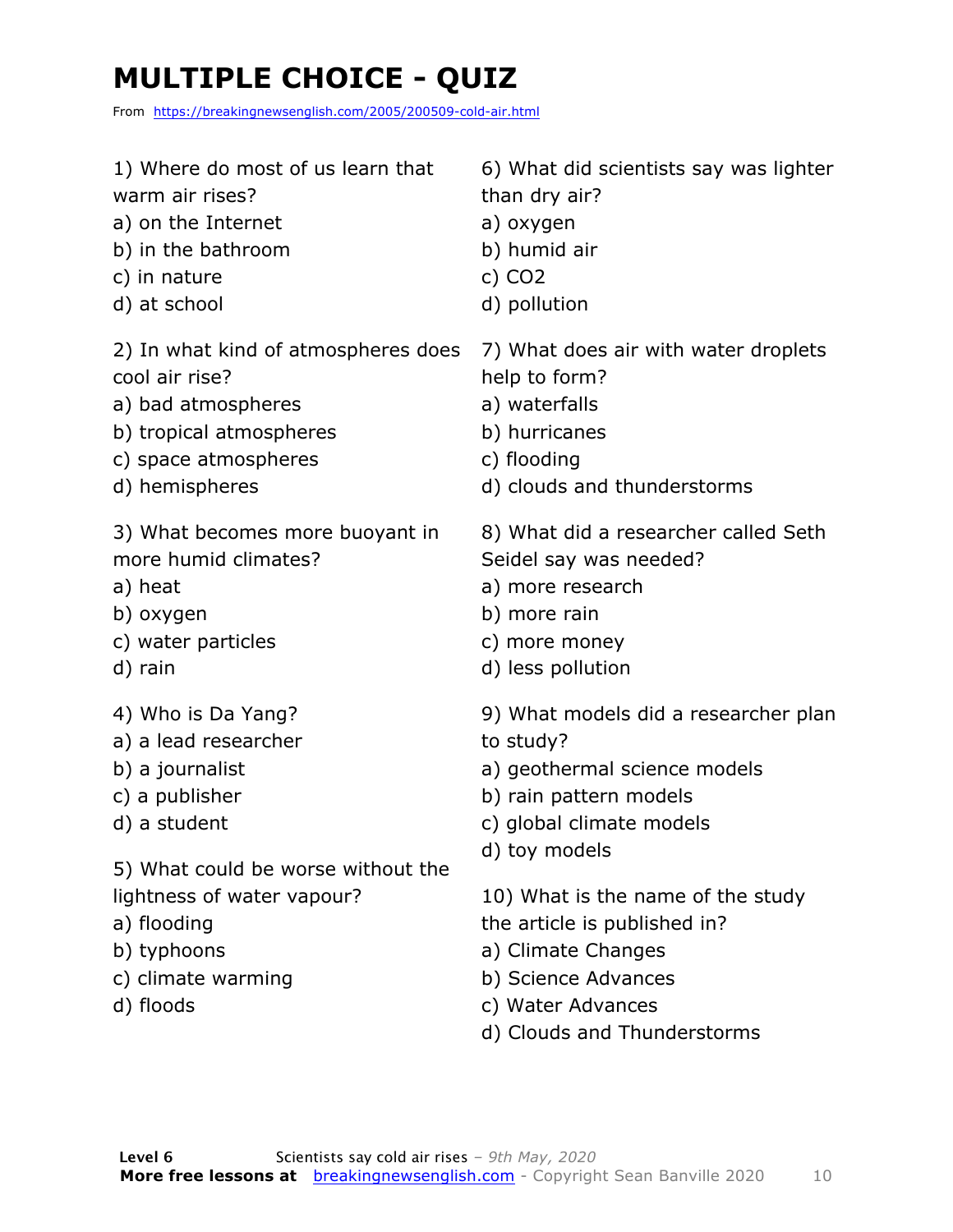# MULTIPLE CHOICE - QUIZ

From https://breakingnewsenglish.com/2005/200509-cold-air.html

1) Where do most of us learn that warm air rises?
a) on the Internet
b) in the bathroom
c) in nature
d) at school

2) In what kind of atmospheres does cool air rise?
a) bad atmospheres
b) tropical atmospheres
c) space atmospheres
d) hemispheres

3) What becomes more buoyant in more humid climates?
a) heat
b) oxygen
c) water particles
d) rain

4) Who is Da Yang?
a) a lead researcher
b) a journalist
c) a publisher
d) a student

5) What could be worse without the lightness of water vapour?
a) flooding
b) typhoons
c) climate warming
d) floods

6) What did scientists say was lighter than dry air?
a) oxygen
b) humid air
c) $CO_2$
d) pollution

7) What does air with water droplets help to form?
a) waterfalls
b) hurricanes
c) flooding
d) clouds and thunderstorms

8) What did a researcher called Seth Seidel say was needed?
a) more research
b) more rain
c) more money
d) less pollution

9) What models did a researcher plan to study?
a) geothermal science models
b) rain pattern models
c) global climate models
d) toy models

10) What is the name of the study the article is published in?
a) Climate Changes
b) Science Advances
c) Water Advances
d) Clouds and Thunderstorms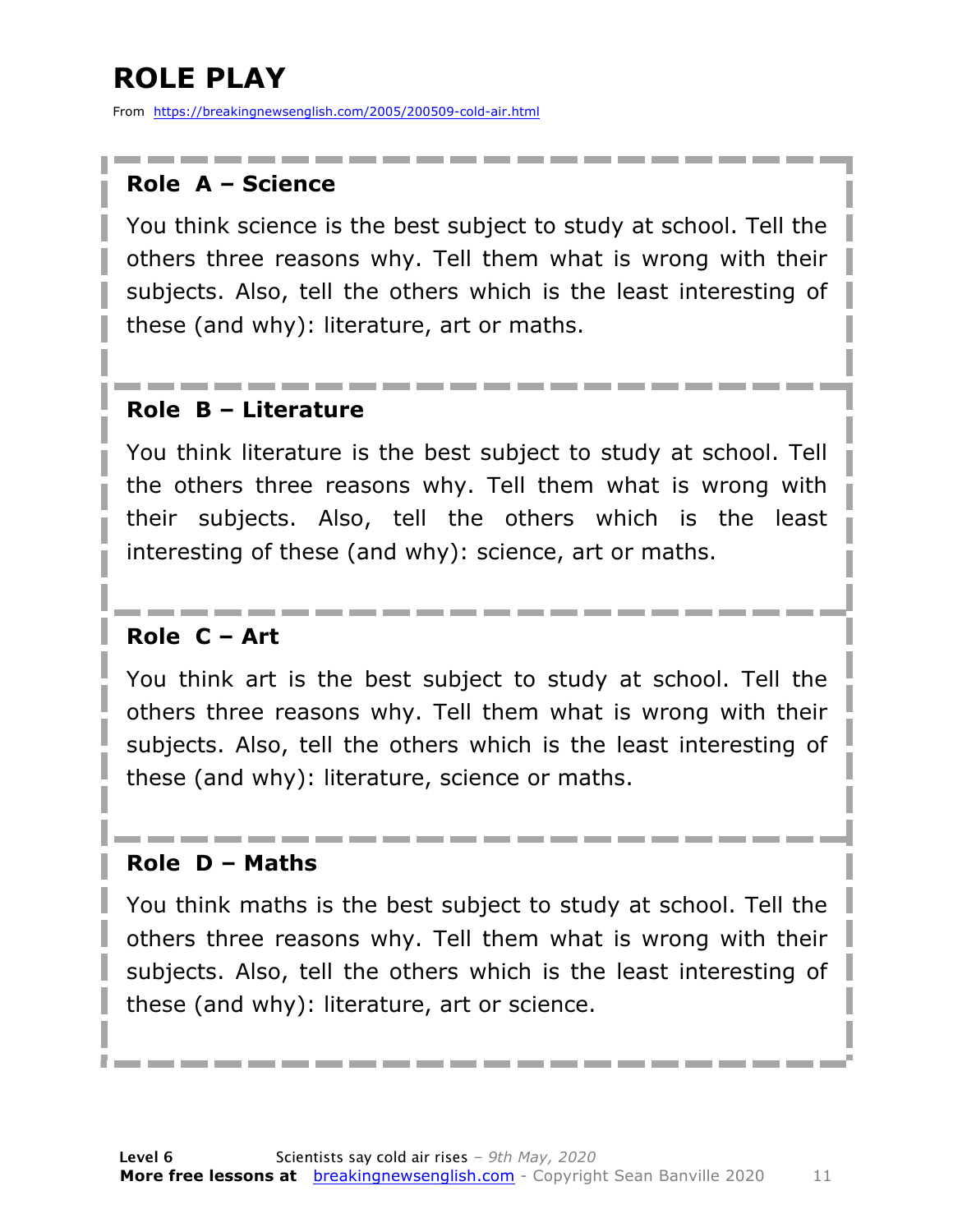# ROLE PLAY

From https://breakingnewsenglish.com/2005/200509-cold-air.html

### Role A – Science

You think science is the best subject to study at school. Tell the others three reasons why. Tell them what is wrong with their subjects. Also, tell the others which is the least interesting of these (and why): literature, art or maths.

### Role B – Literature

You think literature is the best subject to study at school. Tell the others three reasons why. Tell them what is wrong with their subjects. Also, tell the others which is the least interesting of these (and why): science, art or maths.

### Role C – Art

You think art is the best subject to study at school. Tell the others three reasons why. Tell them what is wrong with their subjects. Also, tell the others which is the least interesting of these (and why): literature, science or maths.

### Role D – Maths

You think maths is the best subject to study at school. Tell the others three reasons why. Tell them what is wrong with their subjects. Also, tell the others which is the least interesting of these (and why): literature, art or science.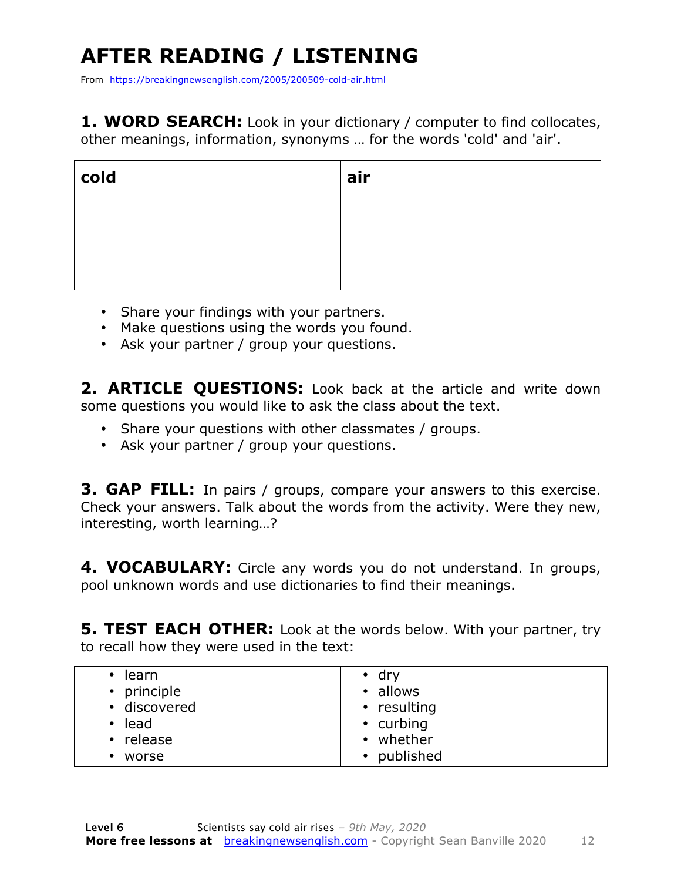# AFTER READING / LISTENING

From https://breakingnewsenglish.com/2005/200509-cold-air.html

**1. WORD SEARCH:** Look in your dictionary / computer to find collocates, other meanings, information, synonyms … for the words 'cold' and 'air'.

| cold | air |
|---|---|
| | |

- Share your findings with your partners.
- Make questions using the words you found.
- Ask your partner / group your questions.

**2. ARTICLE QUESTIONS:** Look back at the article and write down some questions you would like to ask the class about the text.

- Share your questions with other classmates / groups.
- Ask your partner / group your questions.

**3. GAP FILL:** In pairs / groups, compare your answers to this exercise. Check your answers. Talk about the words from the activity. Were they new, interesting, worth learning…?

**4. VOCABULARY:** Circle any words you do not understand. In groups, pool unknown words and use dictionaries to find their meanings.

**5. TEST EACH OTHER:** Look at the words below. With your partner, try to recall how they were used in the text:

| | |
|---|---|
| • learn<br>• principle<br>• discovered<br>• lead<br>• release<br>• worse | • dry<br>• allows<br>• resulting<br>• curbing<br>• whether<br>• published |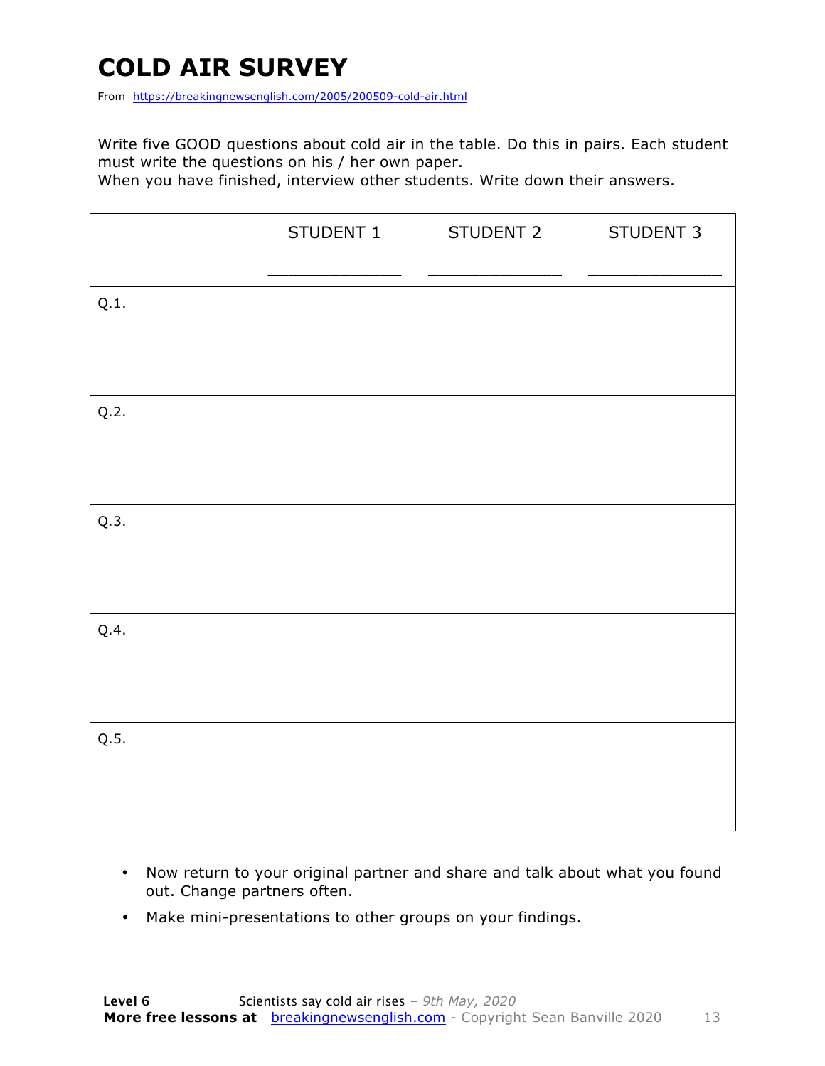# COLD AIR SURVEY

From https://breakingnewsenglish.com/2005/200509-cold-air.html

Write five GOOD questions about cold air in the table. Do this in pairs. Each student must write the questions on his / her own paper.
When you have finished, interview other students. Write down their answers.

| | STUDENT 1<br>_____________ | STUDENT 2<br>_____________ | STUDENT 3<br>_____________ |
|---|---|---|---|
| Q.1. | | | |
| Q.2. | | | |
| Q.3. | | | |
| Q.4. | | | |
| Q.5. | | | |

- Now return to your original partner and share and talk about what you found out. Change partners often.
- Make mini-presentations to other groups on your findings.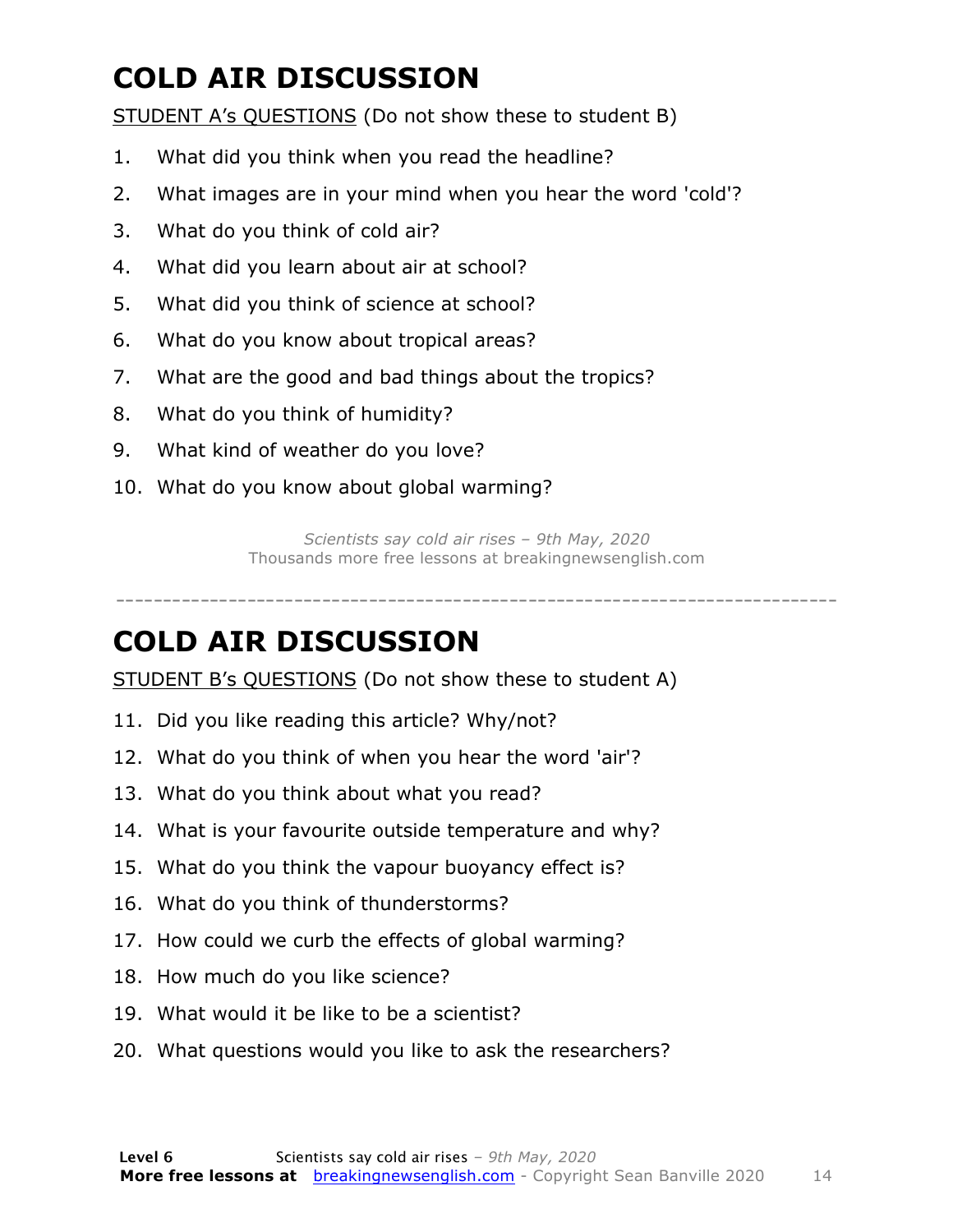# COLD AIR DISCUSSION

STUDENT A's QUESTIONS (Do not show these to student B)

1. What did you think when you read the headline?
2. What images are in your mind when you hear the word 'cold'?
3. What do you think of cold air?
4. What did you learn about air at school?
5. What did you think of science at school?
6. What do you know about tropical areas?
7. What are the good and bad things about the tropics?
8. What do you think of humidity?
9. What kind of weather do you love?
10. What do you know about global warming?

*Scientists say cold air rises – 9th May, 2020*
Thousands more free lessons at breakingnewsenglish.com

---

# COLD AIR DISCUSSION

STUDENT B's QUESTIONS (Do not show these to student A)

11. Did you like reading this article? Why/not?
12. What do you think of when you hear the word 'air'?
13. What do you think about what you read?
14. What is your favourite outside temperature and why?
15. What do you think the vapour buoyancy effect is?
16. What do you think of thunderstorms?
17. How could we curb the effects of global warming?
18. How much do you like science?
19. What would it be like to be a scientist?
20. What questions would you like to ask the researchers?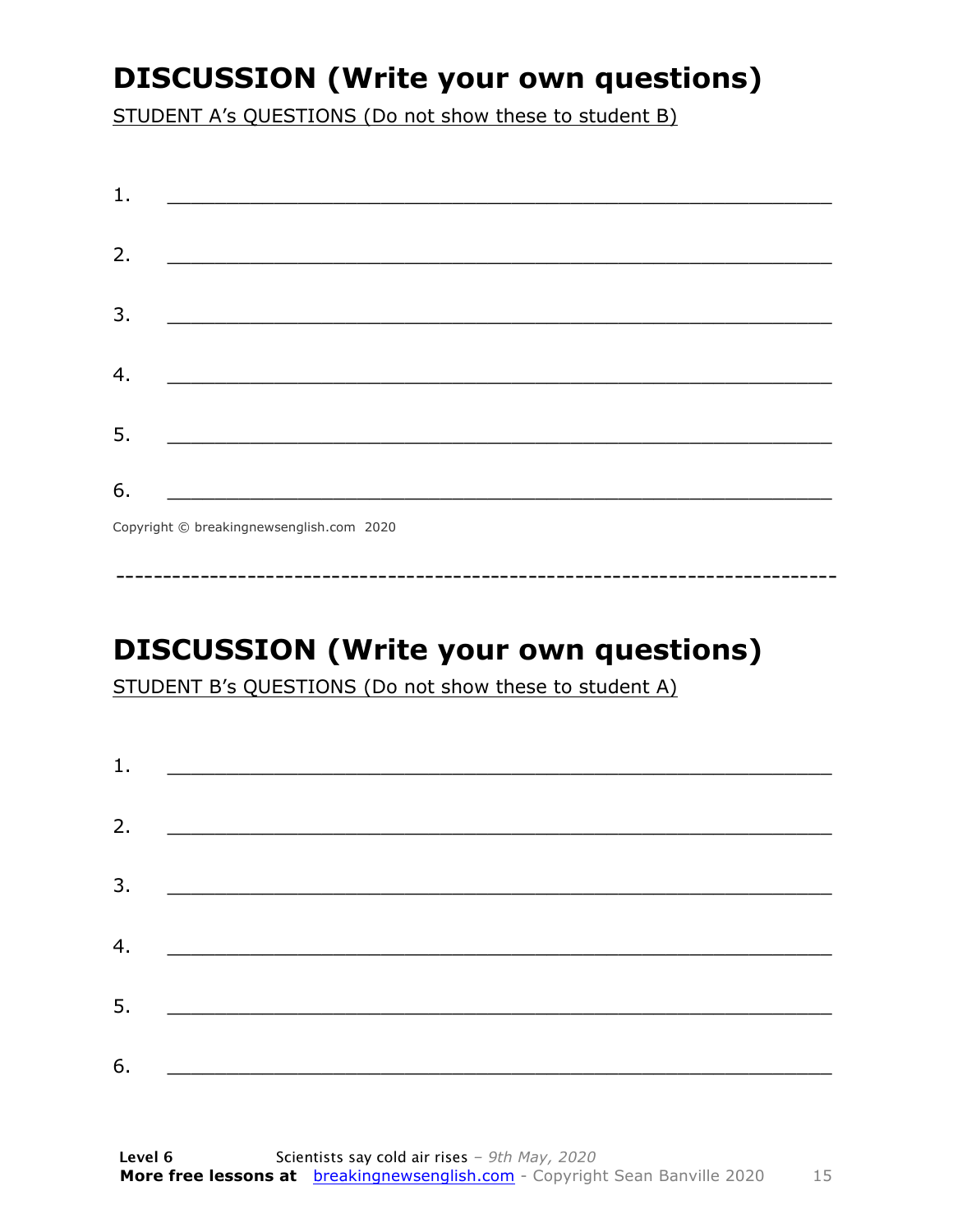# DISCUSSION (Write your own questions)

STUDENT A's QUESTIONS (Do not show these to student B)

1. ___________________________________________________________

2. ___________________________________________________________

3. ___________________________________________________________

4. ___________________________________________________________

5. ___________________________________________________________

6. ___________________________________________________________

Copyright © breakingnewsenglish.com 2020

---

# DISCUSSION (Write your own questions)

STUDENT B's QUESTIONS (Do not show these to student A)

1. ___________________________________________________________

2. ___________________________________________________________

3. ___________________________________________________________

4. ___________________________________________________________

5. ___________________________________________________________

6. ___________________________________________________________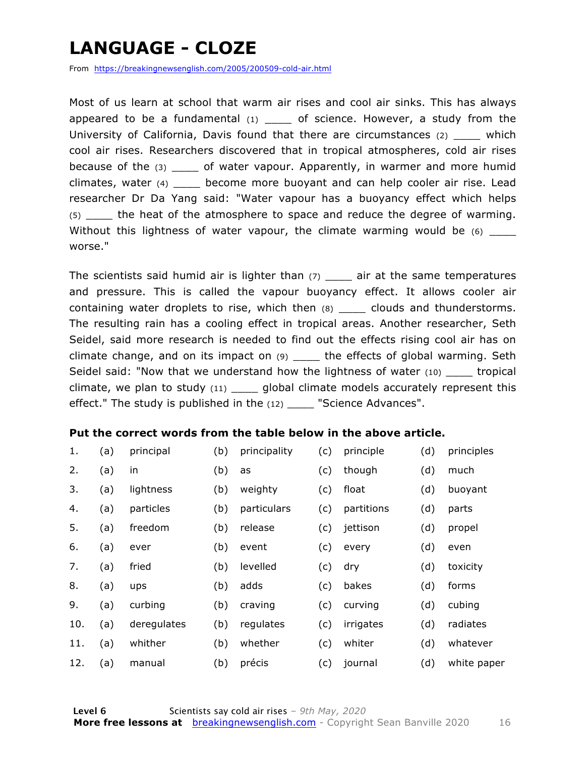# LANGUAGE - CLOZE

From https://breakingnewsenglish.com/2005/200509-cold-air.html

Most of us learn at school that warm air rises and cool air sinks. This has always appeared to be a fundamental (1) ____ of science. However, a study from the University of California, Davis found that there are circumstances (2) ____ which cool air rises. Researchers discovered that in tropical atmospheres, cold air rises because of the (3) ____ of water vapour. Apparently, in warmer and more humid climates, water (4) ____ become more buoyant and can help cooler air rise. Lead researcher Dr Da Yang said: "Water vapour has a buoyancy effect which helps (5) ____ the heat of the atmosphere to space and reduce the degree of warming. Without this lightness of water vapour, the climate warming would be (6) ____ worse."

The scientists said humid air is lighter than (7) ____ air at the same temperatures and pressure. This is called the vapour buoyancy effect. It allows cooler air containing water droplets to rise, which then (8) ____ clouds and thunderstorms. The resulting rain has a cooling effect in tropical areas. Another researcher, Seth Seidel, said more research is needed to find out the effects rising cool air has on climate change, and on its impact on (9) ____ the effects of global warming. Seth Seidel said: "Now that we understand how the lightness of water (10) ____ tropical climate, we plan to study (11) ____ global climate models accurately represent this effect." The study is published in the (12) ____ "Science Advances".

**Put the correct words from the table below in the above article.**

| | | | | | | | | |
|---|---|---|---|---|---|---|---|---|
| 1. | (a) | principal | (b) | principality | (c) | principle | (d) | principles |
| 2. | (a) | in | (b) | as | (c) | though | (d) | much |
| 3. | (a) | lightness | (b) | weighty | (c) | float | (d) | buoyant |
| 4. | (a) | particles | (b) | particulars | (c) | partitions | (d) | parts |
| 5. | (a) | freedom | (b) | release | (c) | jettison | (d) | propel |
| 6. | (a) | ever | (b) | event | (c) | every | (d) | even |
| 7. | (a) | fried | (b) | levelled | (c) | dry | (d) | toxicity |
| 8. | (a) | ups | (b) | adds | (c) | bakes | (d) | forms |
| 9. | (a) | curbing | (b) | craving | (c) | curving | (d) | cubing |
| 10. | (a) | deregulates | (b) | regulates | (c) | irrigates | (d) | radiates |
| 11. | (a) | whither | (b) | whether | (c) | whiter | (d) | whatever |
| 12. | (a) | manual | (b) | précis | (c) | journal | (d) | white paper |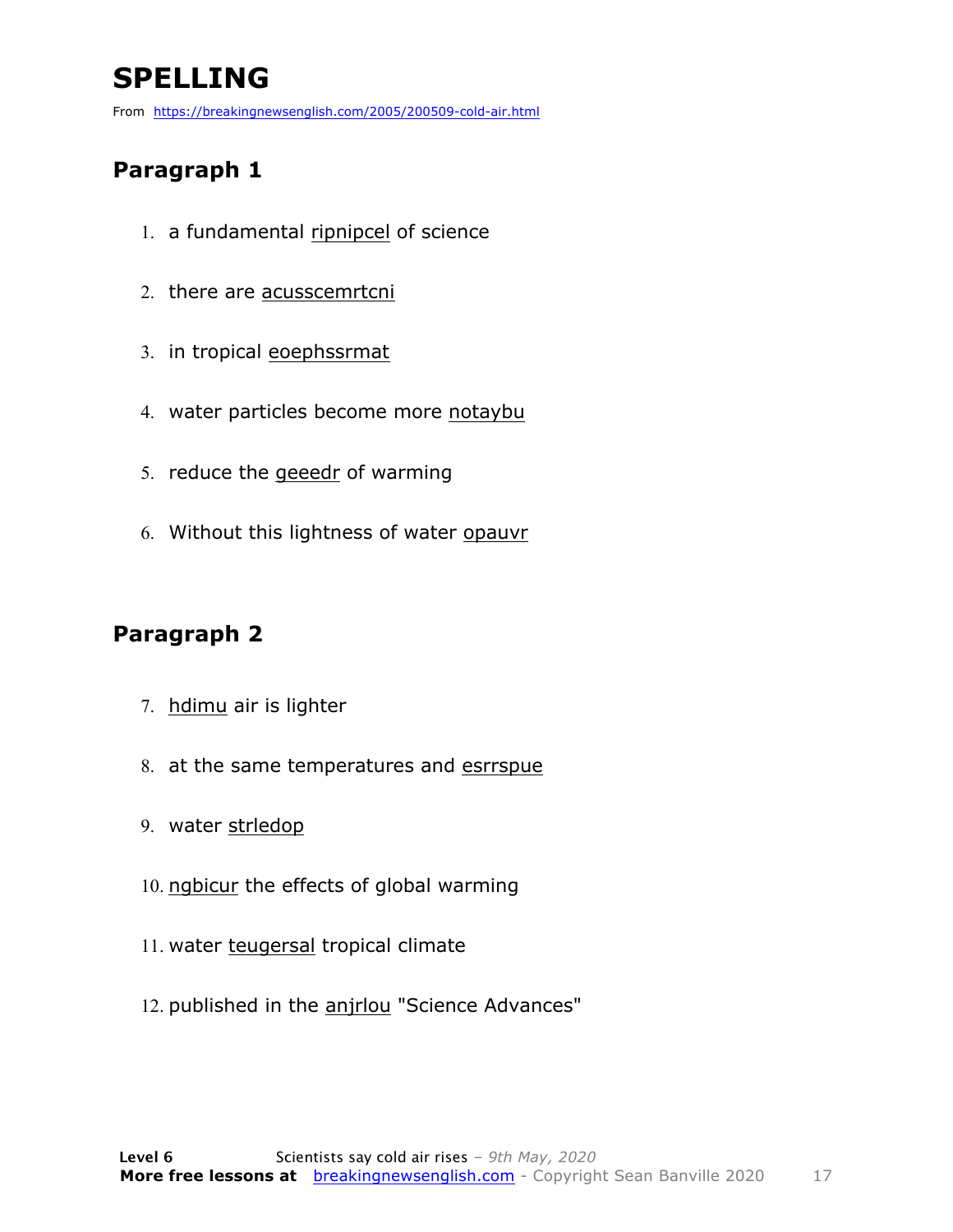# SPELLING

From https://breakingnewsenglish.com/2005/200509-cold-air.html

## Paragraph 1

1. a fundamental ripnipcel of science
2. there are acusscemrtcni
3. in tropical eoephssrmat
4. water particles become more notaybu
5. reduce the geeedr of warming
6. Without this lightness of water opauvr

## Paragraph 2

7. hdimu air is lighter
8. at the same temperatures and esrrspue
9. water strledop
10. ngbicur the effects of global warming
11. water teugersal tropical climate
12. published in the anjrlou "Science Advances"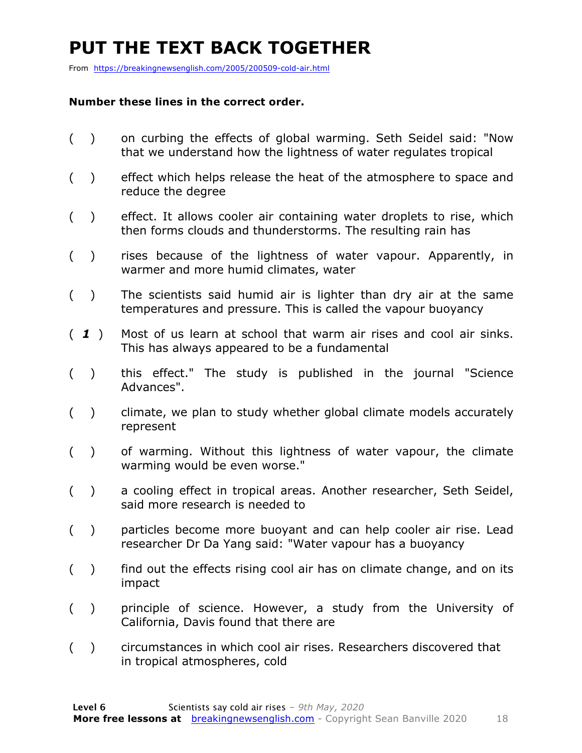# PUT THE TEXT BACK TOGETHER

From https://breakingnewsenglish.com/2005/200509-cold-air.html

**Number these lines in the correct order.**

( ) on curbing the effects of global warming. Seth Seidel said: "Now that we understand how the lightness of water regulates tropical

( ) effect which helps release the heat of the atmosphere to space and reduce the degree

( ) effect. It allows cooler air containing water droplets to rise, which then forms clouds and thunderstorms. The resulting rain has

( ) rises because of the lightness of water vapour. Apparently, in warmer and more humid climates, water

( ) The scientists said humid air is lighter than dry air at the same temperatures and pressure. This is called the vapour buoyancy

( *1* ) Most of us learn at school that warm air rises and cool air sinks. This has always appeared to be a fundamental

( ) this effect." The study is published in the journal "Science Advances".

( ) climate, we plan to study whether global climate models accurately represent

( ) of warming. Without this lightness of water vapour, the climate warming would be even worse."

( ) a cooling effect in tropical areas. Another researcher, Seth Seidel, said more research is needed to

( ) particles become more buoyant and can help cooler air rise. Lead researcher Dr Da Yang said: "Water vapour has a buoyancy

( ) find out the effects rising cool air has on climate change, and on its impact

( ) principle of science. However, a study from the University of California, Davis found that there are

( ) circumstances in which cool air rises. Researchers discovered that in tropical atmospheres, cold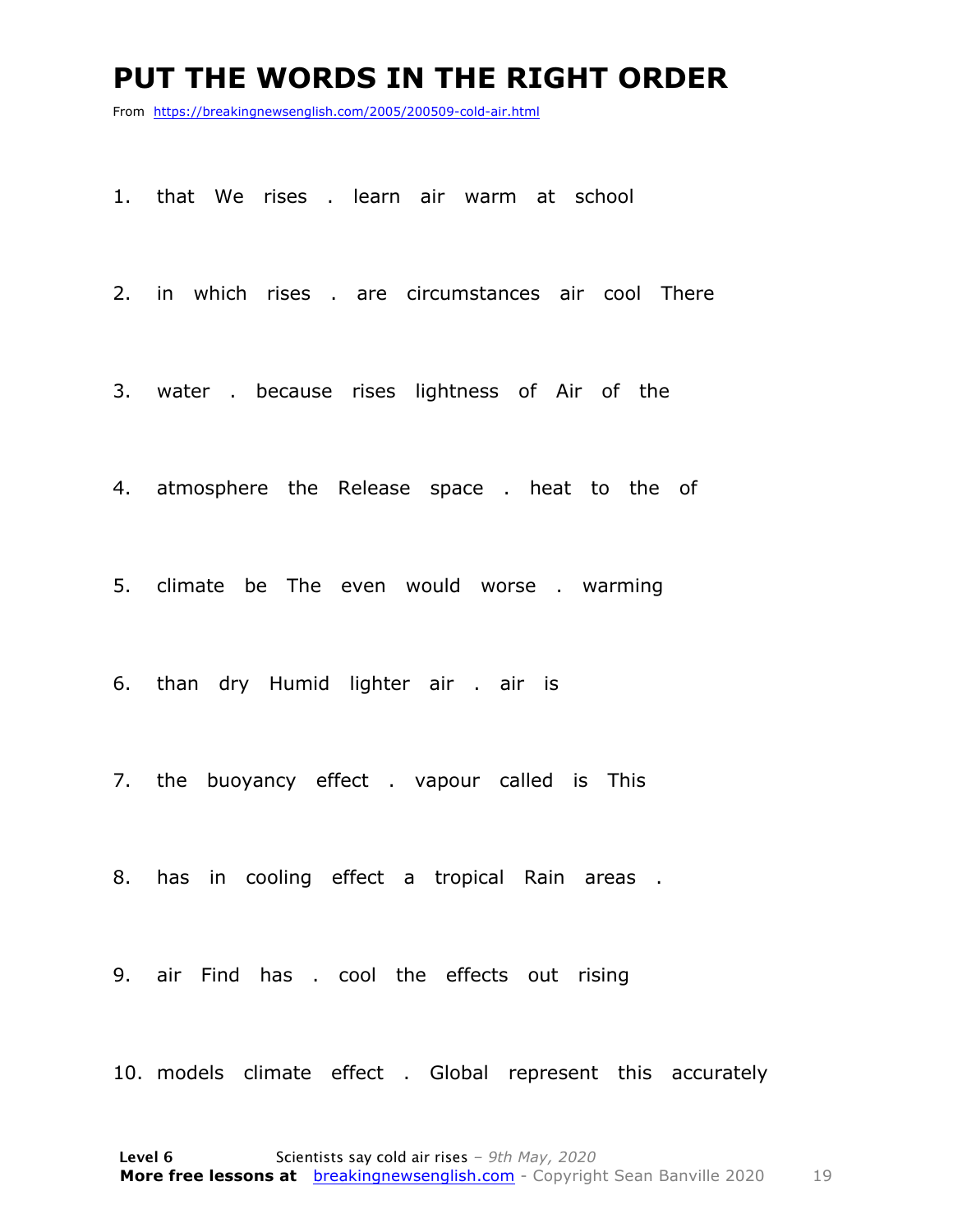# PUT THE WORDS IN THE RIGHT ORDER

From https://breakingnewsenglish.com/2005/200509-cold-air.html

1. that We rises . learn air warm at school

2. in which rises . are circumstances air cool There

3. water . because rises lightness of Air of the

4. atmosphere the Release space . heat to the of

5. climate be The even would worse . warming

6. than dry Humid lighter air . air is

7. the buoyancy effect . vapour called is This

8. has in cooling effect a tropical Rain areas .

9. air Find has . cool the effects out rising

10. models climate effect . Global represent this accurately

**Level 6** Scientists say cold air rises – *9th May, 2020*
**More free lessons at** breakingnewsenglish.com - Copyright Sean Banville 2020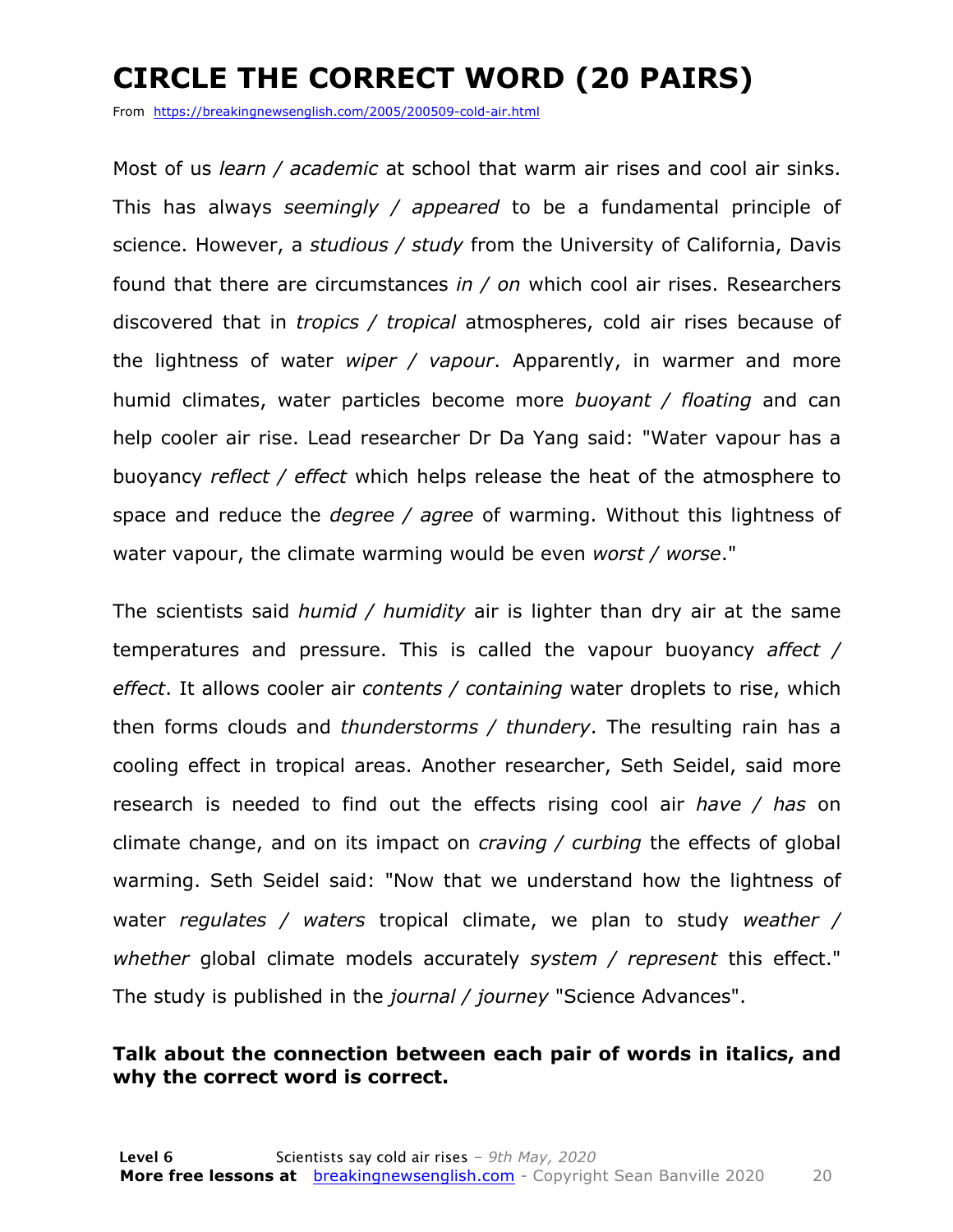# CIRCLE THE CORRECT WORD (20 PAIRS)

From https://breakingnewsenglish.com/2005/200509-cold-air.html

Most of us *learn / academic* at school that warm air rises and cool air sinks. This has always *seemingly / appeared* to be a fundamental principle of science. However, a *studious / study* from the University of California, Davis found that there are circumstances *in / on* which cool air rises. Researchers discovered that in *tropics / tropical* atmospheres, cold air rises because of the lightness of water *wiper / vapour*. Apparently, in warmer and more humid climates, water particles become more *buoyant / floating* and can help cooler air rise. Lead researcher Dr Da Yang said: "Water vapour has a buoyancy *reflect / effect* which helps release the heat of the atmosphere to space and reduce the *degree / agree* of warming. Without this lightness of water vapour, the climate warming would be even *worst / worse*."

The scientists said *humid / humidity* air is lighter than dry air at the same temperatures and pressure. This is called the vapour buoyancy *affect / effect*. It allows cooler air *contents / containing* water droplets to rise, which then forms clouds and *thunderstorms / thundery*. The resulting rain has a cooling effect in tropical areas. Another researcher, Seth Seidel, said more research is needed to find out the effects rising cool air *have / has* on climate change, and on its impact on *craving / curbing* the effects of global warming. Seth Seidel said: "Now that we understand how the lightness of water *regulates / waters* tropical climate, we plan to study *weather / whether* global climate models accurately *system / represent* this effect." The study is published in the *journal / journey* "Science Advances".

**Talk about the connection between each pair of words in italics, and why the correct word is correct.**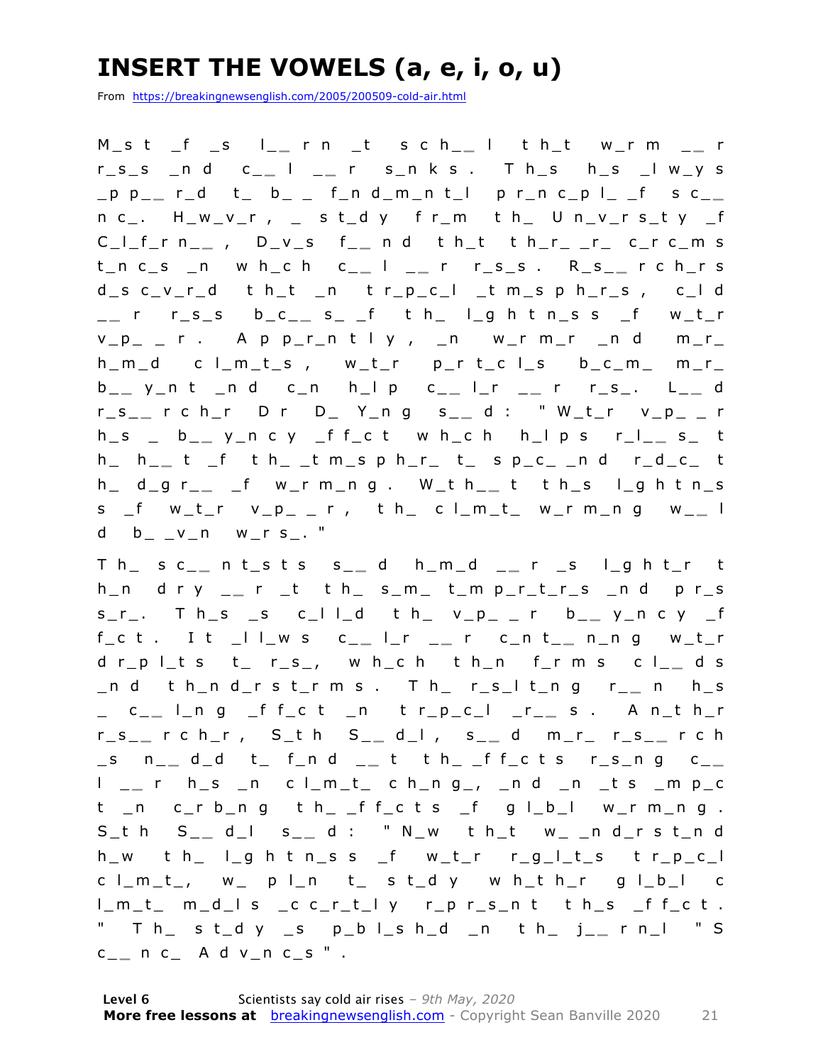# INSERT THE VOWELS (a, e, i, o, u)

From https://breakingnewsenglish.com/2005/200509-cold-air.html

M_st _f _s l__rn _t sch__l th_t w_rm __r r_s_s _nd c__l __r s_nks. Th_s h_s _lw_ys _pp__r_d t_ b_ _ f_nd_m_nt_l pr_nc_pl_ _f sc__ nc_. H_w_v_r, _ st_dy fr_m th_ Un_v_rs_ty _f C_l_f_rn__, D_v_s f__nd th_t th_r_ _r_ c_rc_ms t_nc_s _n wh_ch c__l __r r_s_s. R_s__rch_rs d_sc_v_r_d th_t _n tr_p_c_l _tm_sph_r_s, c_ld __r r_s_s b_c__s_ _f th_ l_ghtn_ss _f w_t_r v_p_ _r. App_r_ntly, _n w_rm_r _nd m_r_ h_m_d cl_m_t_s, w_t_r p_rt_cl_s b_c_m_ m_r_ b__y_nt _nd c_n h_lp c__l_r __r r_s_. L__d r_s__rch_r Dr D_ Y_ng s__d: "W_t_r v_p_ _r h_s _ b__y_ncy _ff_ct wh_ch h_lps r_l__s_ t h_ h__t _f th_ _tm_sph_r_ t_ sp_c_ _nd r_d_c_ t h_ d_gr__ _f w_rm_ng. W_th__t th_s l_ghtn_s s _f w_t_r v_p_ _r, th_ cl_m_t_ w_rm_ng w__l d b_ _v_n w_rs_."

Th_ sc__nt_sts s__d h_m_d __r _s l_ght_r t h_n dry __r _t th_ s_m_ t_mp_r_t_r_s _nd pr_s s_r_. Th_s _s c_ll_d th_ v_p_ _r b__y_ncy _f f_ct. It _ll_ws c__l_r __r c_nt__n_ng w_t_r dr_pl_ts t_ r_s_, wh_ch th_n f_rms cl__ds _nd th_nd_rst_rms. Th_ r_s_lt_ng r__n h_s _ c__l_ng _ff_ct _n tr_p_c_l _r__s. An_th_r r_s__rch_r, S_th S__d_l, s__d m_r_ r_s__rch _s n__d_d t_ f_nd __t th_ _ff_cts r_s_ng c__ l __r h_s _n cl_m_t_ ch_ng_, _nd _n _ts _mp_c t _n c_rb_ng th_ _ff_cts _f gl_b_l w_rm_ng. S_th S__d_l s__d: "N_w th_t w_ _nd_rst_nd h_w th_ l_ghtn_ss _f w_t_r r_g_l_t_s tr_p_c_l cl_m_t_, w_ pl_n t_ st_dy wh_th_r gl_b_l c l_m_t_ m_d_ls _cc_r_t_ly r_pr_s_nt th_s _ff_ct." Th_ st_dy _s p_bl_sh_d _n th_ j__rn_l "Sc__nc_ Adv_nc_s".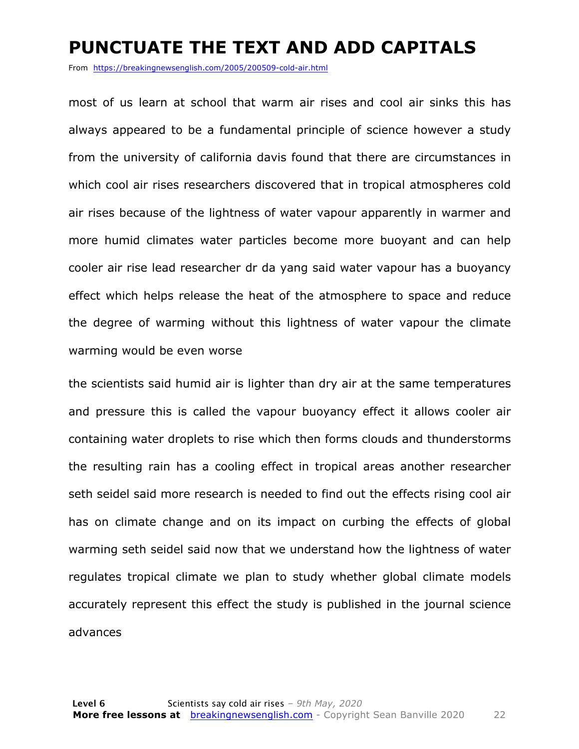# PUNCTUATE THE TEXT AND ADD CAPITALS

From https://breakingnewsenglish.com/2005/200509-cold-air.html

most of us learn at school that warm air rises and cool air sinks this has always appeared to be a fundamental principle of science however a study from the university of california davis found that there are circumstances in which cool air rises researchers discovered that in tropical atmospheres cold air rises because of the lightness of water vapour apparently in warmer and more humid climates water particles become more buoyant and can help cooler air rise lead researcher dr da yang said water vapour has a buoyancy effect which helps release the heat of the atmosphere to space and reduce the degree of warming without this lightness of water vapour the climate warming would be even worse

the scientists said humid air is lighter than dry air at the same temperatures and pressure this is called the vapour buoyancy effect it allows cooler air containing water droplets to rise which then forms clouds and thunderstorms the resulting rain has a cooling effect in tropical areas another researcher seth seidel said more research is needed to find out the effects rising cool air has on climate change and on its impact on curbing the effects of global warming seth seidel said now that we understand how the lightness of water regulates tropical climate we plan to study whether global climate models accurately represent this effect the study is published in the journal science advances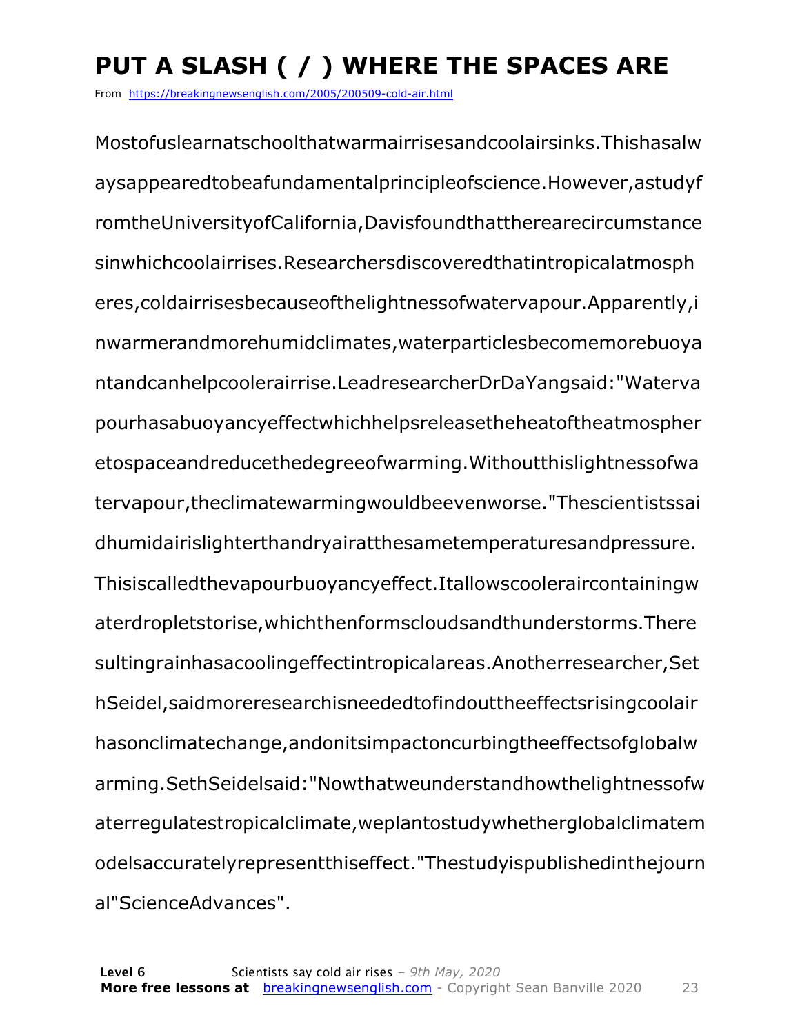# PUT A SLASH ( / ) WHERE THE SPACES ARE

From https://breakingnewsenglish.com/2005/200509-cold-air.html

Mostofuslearnatschoolthatwarmairrisesandcoolairsinks.Thishasalw
aysappearedtobeafundamentalprincipleofscience.However,astudyf
romtheUniversityofCalifornia,Davisfoundthattherearecircumstance
sinwhichcoolairrises.Researchersdiscoveredthatintropicalatmosph
eres,coldairrisesbecauseofthelightnessofwatervapour.Apparently,i
nwarmerandmorehumidclimates,waterparticlesbecomemorebuoya
ntandcanhelpcoolerairrise.LeadresearcherDrDaYangsaid:"Waterva
pourhasabuoyancyeffectwhichhelpsreleasetheheatoftheatmospher
etospaceandreducethedegreeofwarming.Withoutthislightnessofwa
tervapour,theclimatewarmingwouldbeevenworse."Thescientistssai
dhumidairislighterthandryairatthesametemperaturesandpressure.
Thisiscalledthevapourbuoyancyeffect.Itallowscooleraircontainingw
aterdropletstorise,whichthenformscloudsandthunderstorms.There
sultingrainhasacoolingeffectintropicalareas.Anotherresearcher,Set
hSeidel,saidmoreresearchisneededtofindouttheeffectsrisingcoolair
hasonclimatechange,andonitsimpactoncurbingtheeffectsofglobalw
arming.SethSeidelsaid:"Nowthatweunderstandhowthelightnessofw
aterregulatestropicalclimate,weplantostudywhetherglobalclimatem
odelsaccuratelyrepresentthiseffect."Thestudyispublishedinthejourn
al"ScienceAdvances".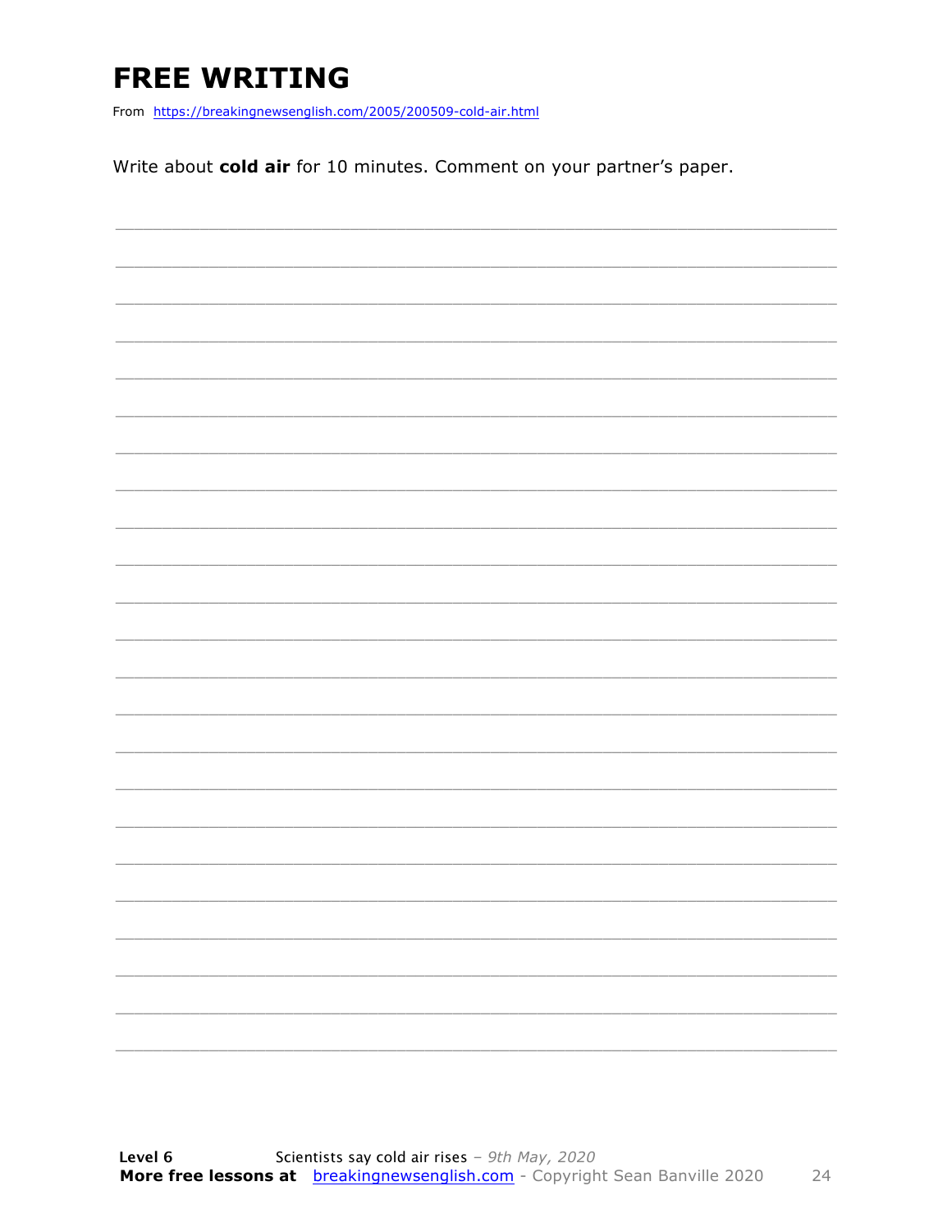# FREE WRITING

From https://breakingnewsenglish.com/2005/200509-cold-air.html

Write about **cold air** for 10 minutes. Comment on your partner's paper.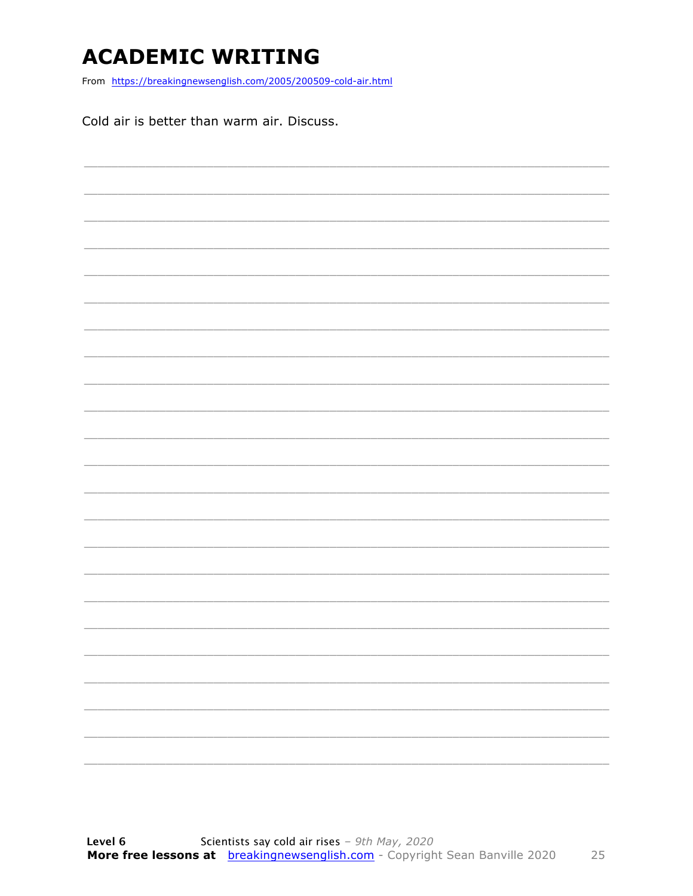# ACADEMIC WRITING

From https://breakingnewsenglish.com/2005/200509-cold-air.html

Cold air is better than warm air. Discuss.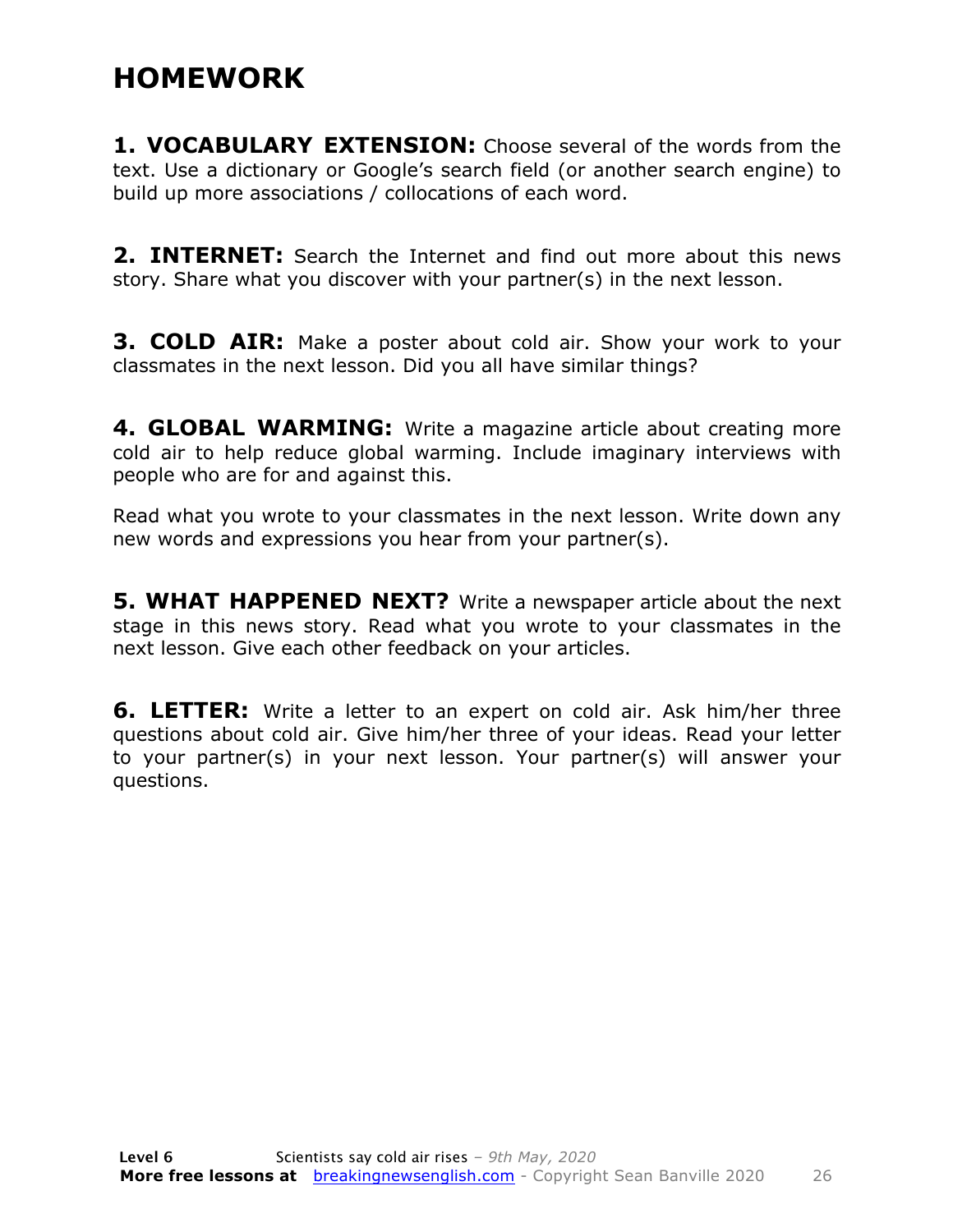# HOMEWORK

**1. VOCABULARY EXTENSION:** Choose several of the words from the text. Use a dictionary or Google's search field (or another search engine) to build up more associations / collocations of each word.

**2. INTERNET:** Search the Internet and find out more about this news story. Share what you discover with your partner(s) in the next lesson.

**3. COLD AIR:** Make a poster about cold air. Show your work to your classmates in the next lesson. Did you all have similar things?

**4. GLOBAL WARMING:** Write a magazine article about creating more cold air to help reduce global warming. Include imaginary interviews with people who are for and against this.

Read what you wrote to your classmates in the next lesson. Write down any new words and expressions you hear from your partner(s).

**5. WHAT HAPPENED NEXT?** Write a newspaper article about the next stage in this news story. Read what you wrote to your classmates in the next lesson. Give each other feedback on your articles.

**6. LETTER:** Write a letter to an expert on cold air. Ask him/her three questions about cold air. Give him/her three of your ideas. Read your letter to your partner(s) in your next lesson. Your partner(s) will answer your questions.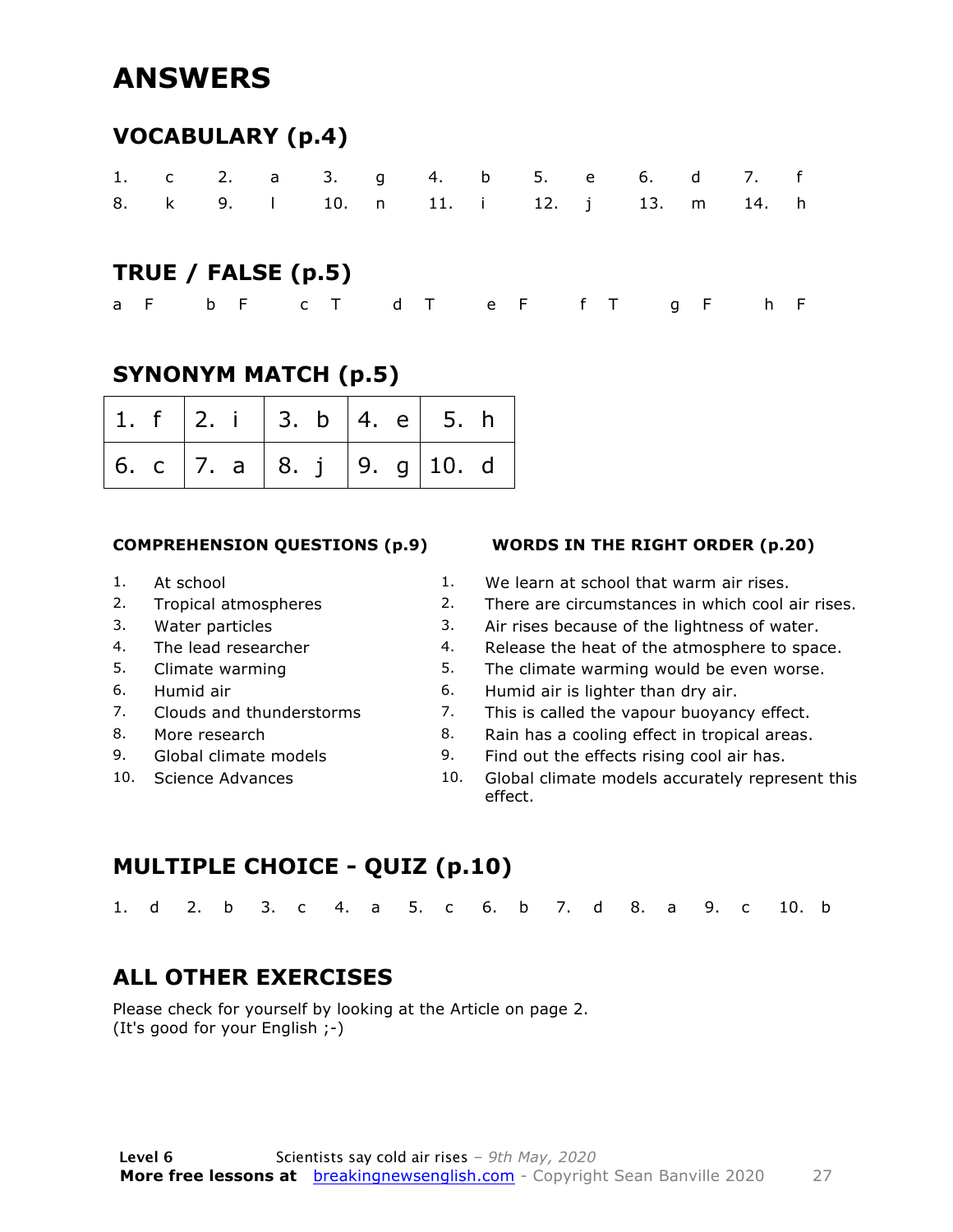# ANSWERS

## VOCABULARY (p.4)

1. c 2. a 3. g 4. b 5. e 6. d 7. f
8. k 9. l 10. n 11. i 12. j 13. m 14. h

## TRUE / FALSE (p.5)

a F b F c T d T e F f T g F h F

## SYNONYM MATCH (p.5)

| | | | | |
|---|---|---|---|---|
| 1. f | 2. i | 3. b | 4. e | 5. h |
| 6. c | 7. a | 8. j | 9. g | 10. d |

### COMPREHENSION QUESTIONS (p.9)

1. At school
2. Tropical atmospheres
3. Water particles
4. The lead researcher
5. Climate warming
6. Humid air
7. Clouds and thunderstorms
8. More research
9. Global climate models
10. Science Advances

### WORDS IN THE RIGHT ORDER (p.20)

1. We learn at school that warm air rises.
2. There are circumstances in which cool air rises.
3. Air rises because of the lightness of water.
4. Release the heat of the atmosphere to space.
5. The climate warming would be even worse.
6. Humid air is lighter than dry air.
7. This is called the vapour buoyancy effect.
8. Rain has a cooling effect in tropical areas.
9. Find out the effects rising cool air has.
10. Global climate models accurately represent this effect.

## MULTIPLE CHOICE - QUIZ (p.10)

1. d 2. b 3. c 4. a 5. c 6. b 7. d 8. a 9. c 10. b

## ALL OTHER EXERCISES

Please check for yourself by looking at the Article on page 2.
(It's good for your English ;-)